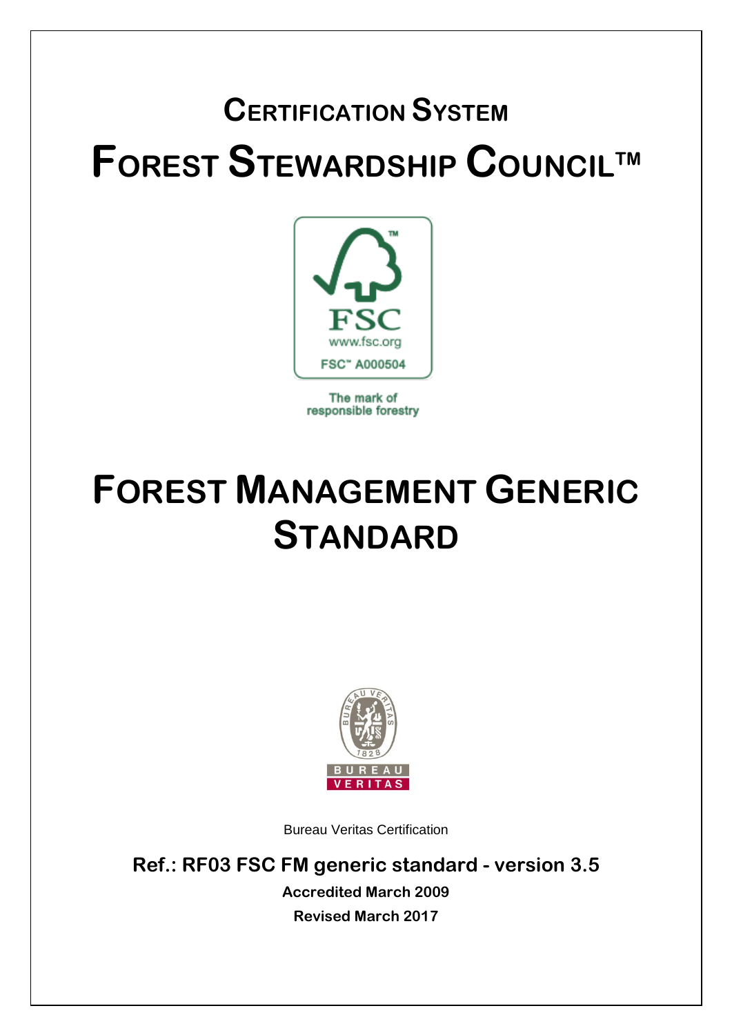# Certification System

# Forest Stewardship Council™

FSC
www.fsc.org
FSC™ A000504

The mark of responsible forestry

# Forest Management Generic Standard

BUREAU VERITAS

Bureau Veritas Certification

**Ref.: RF03 FSC FM generic standard - version 3.5**

**Accredited March 2009**

**Revised March 2017**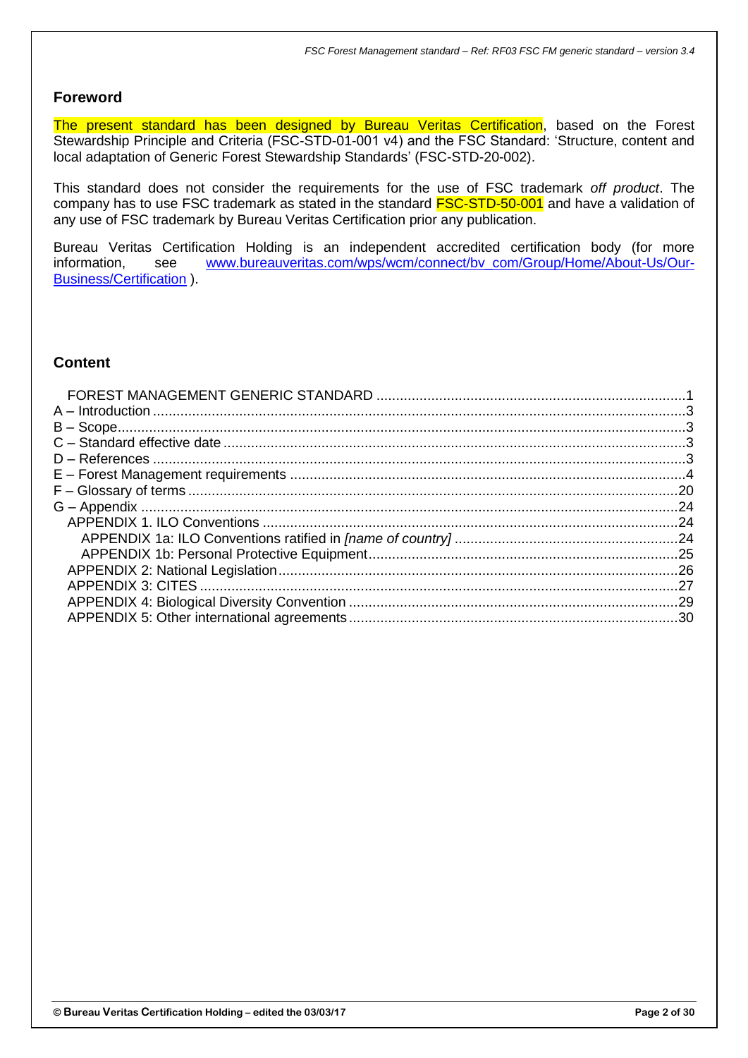## Foreword

The present standard has been designed by Bureau Veritas Certification, based on the Forest Stewardship Principle and Criteria (FSC-STD-01-001 v4) and the FSC Standard: 'Structure, content and local adaptation of Generic Forest Stewardship Standards' (FSC-STD-20-002).

This standard does not consider the requirements for the use of FSC trademark *off product*. The company has to use FSC trademark as stated in the standard FSC-STD-50-001 and have a validation of any use of FSC trademark by Bureau Veritas Certification prior any publication.

Bureau Veritas Certification Holding is an independent accredited certification body (for more information, see www.bureauveritas.com/wps/wcm/connect/bv_com/Group/Home/About-Us/Our-Business/Certification ).

## Content

- FOREST MANAGEMENT GENERIC STANDARD ....1
- A – Introduction ....3
- B – Scope....3
- C – Standard effective date ....3
- D – References ....3
- E – Forest Management requirements ....4
- F – Glossary of terms ....20
- G – Appendix ....24
  - APPENDIX 1. ILO Conventions ....24
    - APPENDIX 1a: ILO Conventions ratified in *[name of country]* ....24
    - APPENDIX 1b: Personal Protective Equipment....25
  - APPENDIX 2: National Legislation....26
  - APPENDIX 3: CITES ....27
  - APPENDIX 4: Biological Diversity Convention ....29
  - APPENDIX 5: Other international agreements....30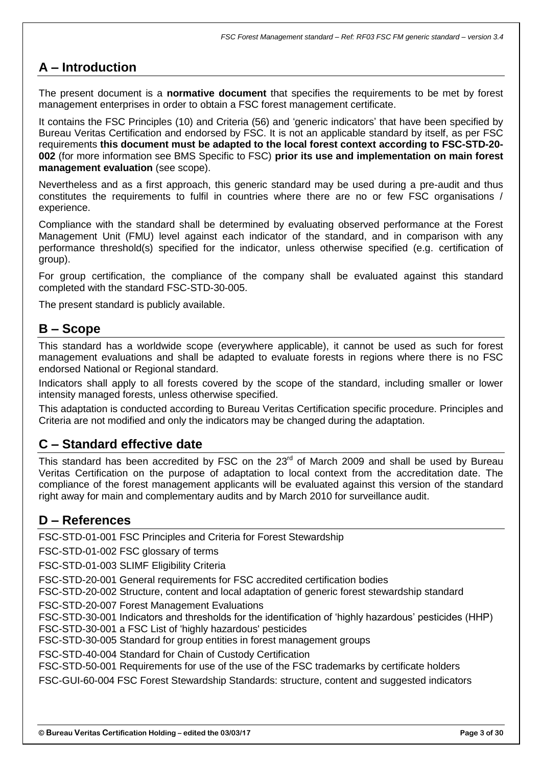## A – Introduction

The present document is a **normative document** that specifies the requirements to be met by forest management enterprises in order to obtain a FSC forest management certificate.

It contains the FSC Principles (10) and Criteria (56) and 'generic indicators' that have been specified by Bureau Veritas Certification and endorsed by FSC. It is not an applicable standard by itself, as per FSC requirements **this document must be adapted to the local forest context according to FSC-STD-20-002** (for more information see BMS Specific to FSC) **prior its use and implementation on main forest management evaluation** (see scope).

Nevertheless and as a first approach, this generic standard may be used during a pre-audit and thus constitutes the requirements to fulfil in countries where there are no or few FSC organisations / experience.

Compliance with the standard shall be determined by evaluating observed performance at the Forest Management Unit (FMU) level against each indicator of the standard, and in comparison with any performance threshold(s) specified for the indicator, unless otherwise specified (e.g. certification of group).

For group certification, the compliance of the company shall be evaluated against this standard completed with the standard FSC-STD-30-005.

The present standard is publicly available.

## B – Scope

This standard has a worldwide scope (everywhere applicable), it cannot be used as such for forest management evaluations and shall be adapted to evaluate forests in regions where there is no FSC endorsed National or Regional standard.

Indicators shall apply to all forests covered by the scope of the standard, including smaller or lower intensity managed forests, unless otherwise specified.

This adaptation is conducted according to Bureau Veritas Certification specific procedure. Principles and Criteria are not modified and only the indicators may be changed during the adaptation.

## C – Standard effective date

This standard has been accredited by FSC on the 23rd of March 2009 and shall be used by Bureau Veritas Certification on the purpose of adaptation to local context from the accreditation date. The compliance of the forest management applicants will be evaluated against this version of the standard right away for main and complementary audits and by March 2010 for surveillance audit.

## D – References

FSC-STD-01-001 FSC Principles and Criteria for Forest Stewardship

FSC-STD-01-002 FSC glossary of terms

FSC-STD-01-003 SLIMF Eligibility Criteria

FSC-STD-20-001 General requirements for FSC accredited certification bodies

FSC-STD-20-002 Structure, content and local adaptation of generic forest stewardship standard

FSC-STD-20-007 Forest Management Evaluations

FSC-STD-30-001 Indicators and thresholds for the identification of 'highly hazardous' pesticides (HHP)

FSC-STD-30-001 a FSC List of 'highly hazardous' pesticides

FSC-STD-30-005 Standard for group entities in forest management groups

FSC-STD-40-004 Standard for Chain of Custody Certification

FSC-STD-50-001 Requirements for use of the use of the FSC trademarks by certificate holders

FSC-GUI-60-004 FSC Forest Stewardship Standards: structure, content and suggested indicators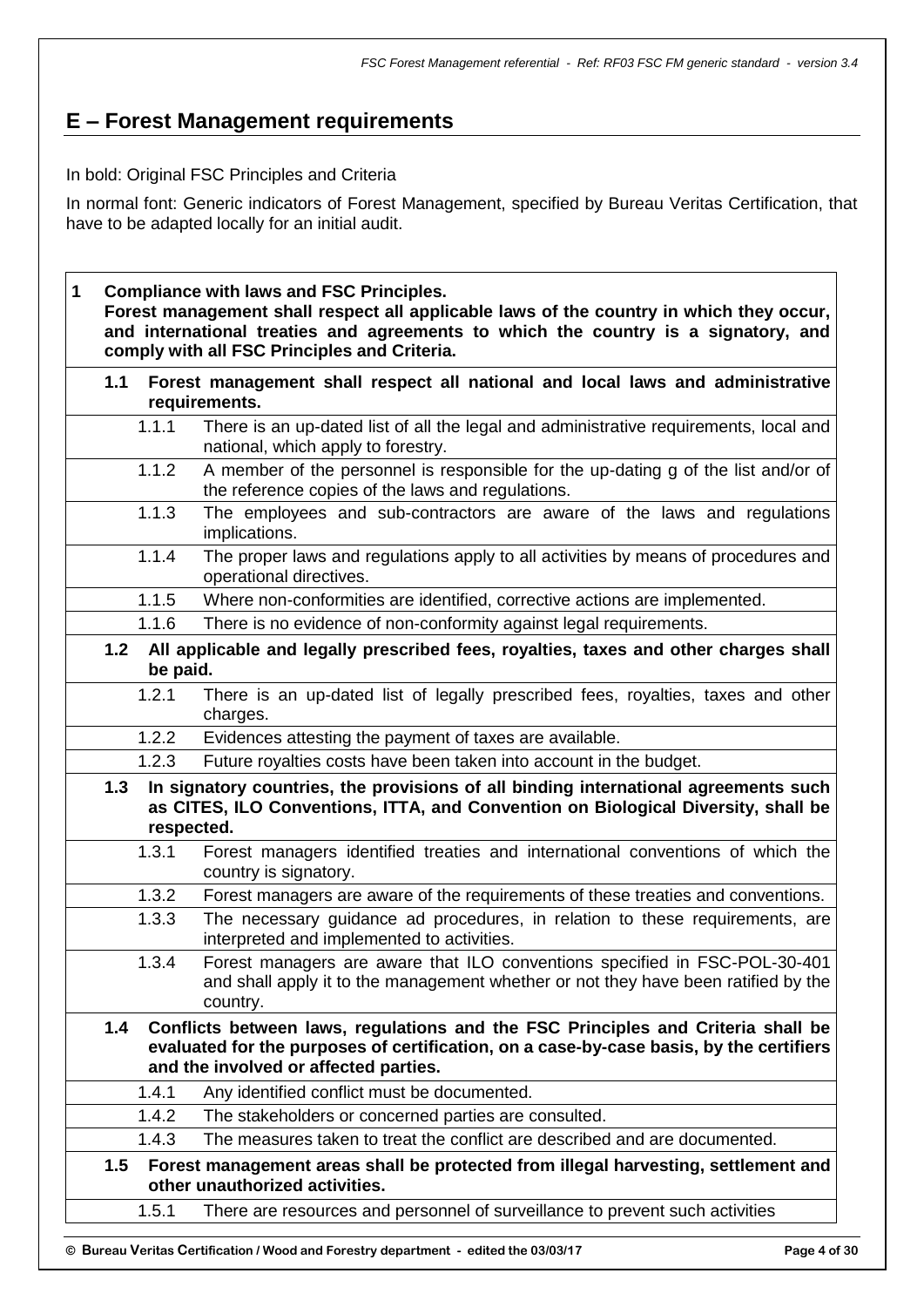## E – Forest Management requirements

In bold: Original FSC Principles and Criteria

In normal font: Generic indicators of Forest Management, specified by Bureau Veritas Certification, that have to be adapted locally for an initial audit.

| | | |
|---|---|---|
| **1** | | **Compliance with laws and FSC Principles. Forest management shall respect all applicable laws of the country in which they occur, and international treaties and agreements to which the country is a signatory, and comply with all FSC Principles and Criteria.** |
| **1.1** | | **Forest management shall respect all national and local laws and administrative requirements.** |
| | 1.1.1 | There is an up-dated list of all the legal and administrative requirements, local and national, which apply to forestry. |
| | 1.1.2 | A member of the personnel is responsible for the up-dating g of the list and/or of the reference copies of the laws and regulations. |
| | 1.1.3 | The employees and sub-contractors are aware of the laws and regulations implications. |
| | 1.1.4 | The proper laws and regulations apply to all activities by means of procedures and operational directives. |
| | 1.1.5 | Where non-conformities are identified, corrective actions are implemented. |
| | 1.1.6 | There is no evidence of non-conformity against legal requirements. |
| **1.2** | | **All applicable and legally prescribed fees, royalties, taxes and other charges shall be paid.** |
| | 1.2.1 | There is an up-dated list of legally prescribed fees, royalties, taxes and other charges. |
| | 1.2.2 | Evidences attesting the payment of taxes are available. |
| | 1.2.3 | Future royalties costs have been taken into account in the budget. |
| **1.3** | | **In signatory countries, the provisions of all binding international agreements such as CITES, ILO Conventions, ITTA, and Convention on Biological Diversity, shall be respected.** |
| | 1.3.1 | Forest managers identified treaties and international conventions of which the country is signatory. |
| | 1.3.2 | Forest managers are aware of the requirements of these treaties and conventions. |
| | 1.3.3 | The necessary guidance ad procedures, in relation to these requirements, are interpreted and implemented to activities. |
| | 1.3.4 | Forest managers are aware that ILO conventions specified in FSC-POL-30-401 and shall apply it to the management whether or not they have been ratified by the country. |
| **1.4** | | **Conflicts between laws, regulations and the FSC Principles and Criteria shall be evaluated for the purposes of certification, on a case-by-case basis, by the certifiers and the involved or affected parties.** |
| | 1.4.1 | Any identified conflict must be documented. |
| | 1.4.2 | The stakeholders or concerned parties are consulted. |
| | 1.4.3 | The measures taken to treat the conflict are described and are documented. |
| **1.5** | | **Forest management areas shall be protected from illegal harvesting, settlement and other unauthorized activities.** |
| | 1.5.1 | There are resources and personnel of surveillance to prevent such activities |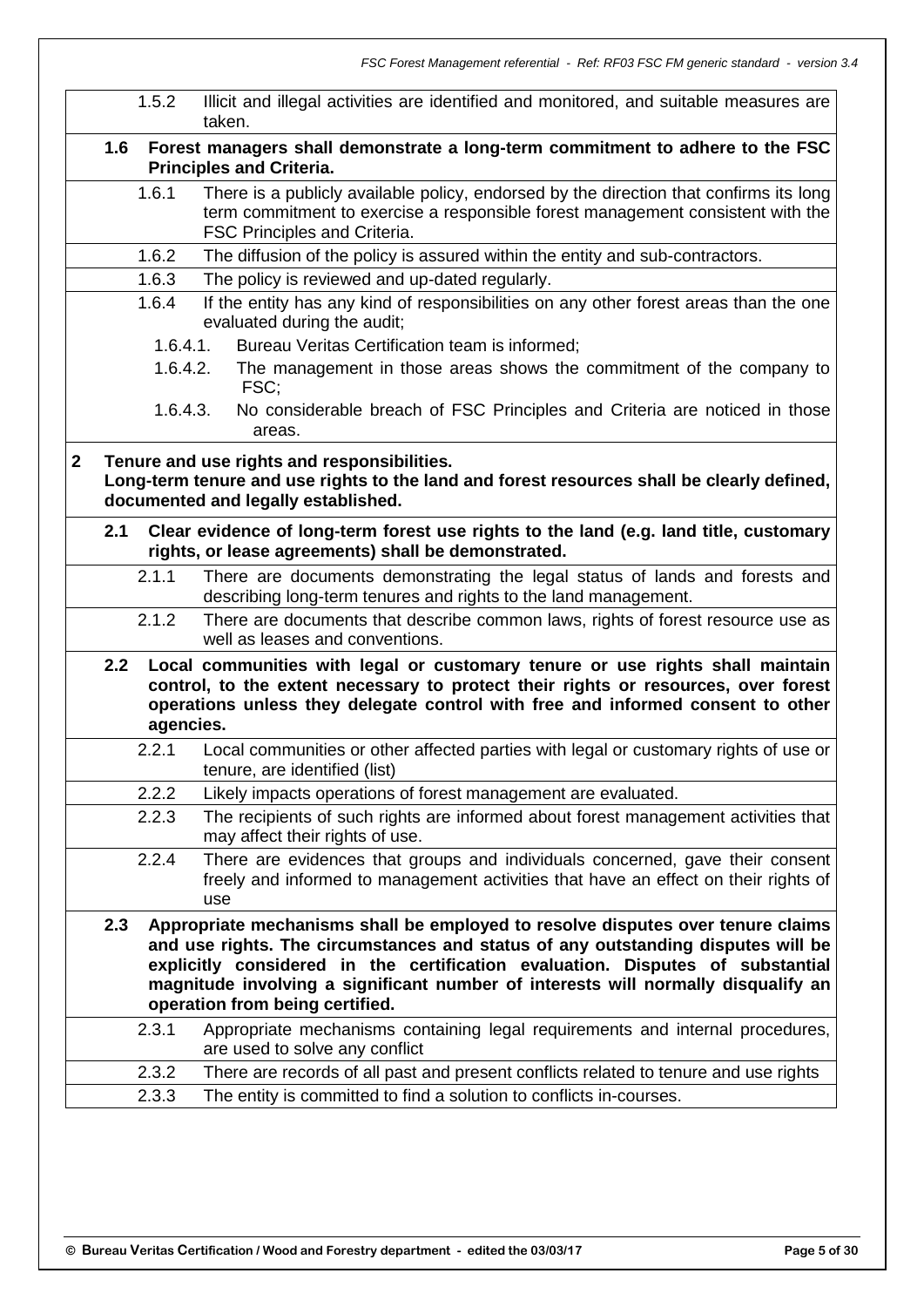| | | |
|---|---|---|
| | 1.5.2 | Illicit and illegal activities are identified and monitored, and suitable measures are taken. |
| **1.6** | | **Forest managers shall demonstrate a long-term commitment to adhere to the FSC Principles and Criteria.** |
| | 1.6.1 | There is a publicly available policy, endorsed by the direction that confirms its long term commitment to exercise a responsible forest management consistent with the FSC Principles and Criteria. |
| | 1.6.2 | The diffusion of the policy is assured within the entity and sub-contractors. |
| | 1.6.3 | The policy is reviewed and up-dated regularly. |
| | 1.6.4 | If the entity has any kind of responsibilities on any other forest areas than the one evaluated during the audit;<br>1.6.4.1. Bureau Veritas Certification team is informed;<br>1.6.4.2. The management in those areas shows the commitment of the company to FSC;<br>1.6.4.3. No considerable breach of FSC Principles and Criteria are noticed in those areas. |

**2 Tenure and use rights and responsibilities.**
**Long-term tenure and use rights to the land and forest resources shall be clearly defined, documented and legally established.**

| | | |
|---|---|---|
| **2.1** | | **Clear evidence of long-term forest use rights to the land (e.g. land title, customary rights, or lease agreements) shall be demonstrated.** |
| | 2.1.1 | There are documents demonstrating the legal status of lands and forests and describing long-term tenures and rights to the land management. |
| | 2.1.2 | There are documents that describe common laws, rights of forest resource use as well as leases and conventions. |
| **2.2** | | **Local communities with legal or customary tenure or use rights shall maintain control, to the extent necessary to protect their rights or resources, over forest operations unless they delegate control with free and informed consent to other agencies.** |
| | 2.2.1 | Local communities or other affected parties with legal or customary rights of use or tenure, are identified (list) |
| | 2.2.2 | Likely impacts operations of forest management are evaluated. |
| | 2.2.3 | The recipients of such rights are informed about forest management activities that may affect their rights of use. |
| | 2.2.4 | There are evidences that groups and individuals concerned, gave their consent freely and informed to management activities that have an effect on their rights of use |
| **2.3** | | **Appropriate mechanisms shall be employed to resolve disputes over tenure claims and use rights. The circumstances and status of any outstanding disputes will be explicitly considered in the certification evaluation. Disputes of substantial magnitude involving a significant number of interests will normally disqualify an operation from being certified.** |
| | 2.3.1 | Appropriate mechanisms containing legal requirements and internal procedures, are used to solve any conflict |
| | 2.3.2 | There are records of all past and present conflicts related to tenure and use rights |
| | 2.3.3 | The entity is committed to find a solution to conflicts in-courses. |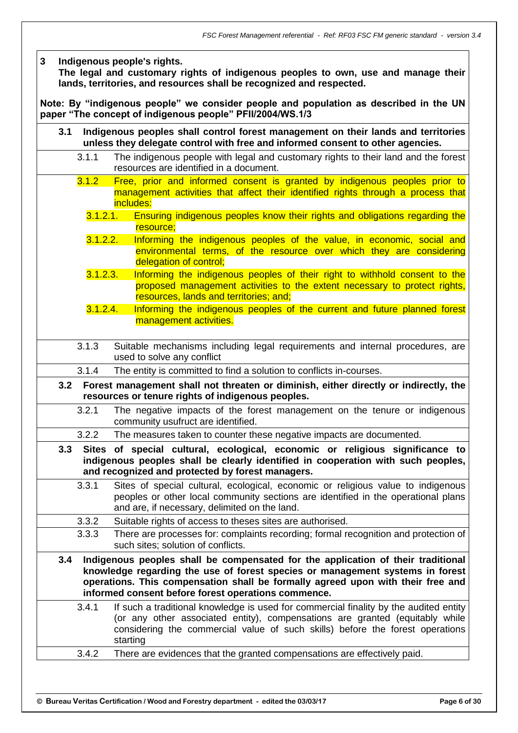**3 Indigenous people's rights.**
**The legal and customary rights of indigenous peoples to own, use and manage their lands, territories, and resources shall be recognized and respected.**

**Note: By "indigenous people" we consider people and population as described in the UN paper "The concept of indigenous people" PFII/2004/WS.1/3**

**3.1 Indigenous peoples shall control forest management on their lands and territories unless they delegate control with free and informed consent to other agencies.**

3.1.1 The indigenous people with legal and customary rights to their land and the forest resources are identified in a document.

3.1.2 Free, prior and informed consent is granted by indigenous peoples prior to management activities that affect their identified rights through a process that includes:

3.1.2.1. Ensuring indigenous peoples know their rights and obligations regarding the resource;

3.1.2.2. Informing the indigenous peoples of the value, in economic, social and environmental terms, of the resource over which they are considering delegation of control;

3.1.2.3. Informing the indigenous peoples of their right to withhold consent to the proposed management activities to the extent necessary to protect rights, resources, lands and territories; and;

3.1.2.4. Informing the indigenous peoples of the current and future planned forest management activities.

3.1.3 Suitable mechanisms including legal requirements and internal procedures, are used to solve any conflict

3.1.4 The entity is committed to find a solution to conflicts in-courses.

**3.2 Forest management shall not threaten or diminish, either directly or indirectly, the resources or tenure rights of indigenous peoples.**

3.2.1 The negative impacts of the forest management on the tenure or indigenous community usufruct are identified.

3.2.2 The measures taken to counter these negative impacts are documented.

**3.3 Sites of special cultural, ecological, economic or religious significance to indigenous peoples shall be clearly identified in cooperation with such peoples, and recognized and protected by forest managers.**

3.3.1 Sites of special cultural, ecological, economic or religious value to indigenous peoples or other local community sections are identified in the operational plans and are, if necessary, delimited on the land.

3.3.2 Suitable rights of access to theses sites are authorised.

3.3.3 There are processes for: complaints recording; formal recognition and protection of such sites; solution of conflicts.

**3.4 Indigenous peoples shall be compensated for the application of their traditional knowledge regarding the use of forest species or management systems in forest operations. This compensation shall be formally agreed upon with their free and informed consent before forest operations commence.**

3.4.1 If such a traditional knowledge is used for commercial finality by the audited entity (or any other associated entity), compensations are granted (equitably while considering the commercial value of such skills) before the forest operations starting

3.4.2 There are evidences that the granted compensations are effectively paid.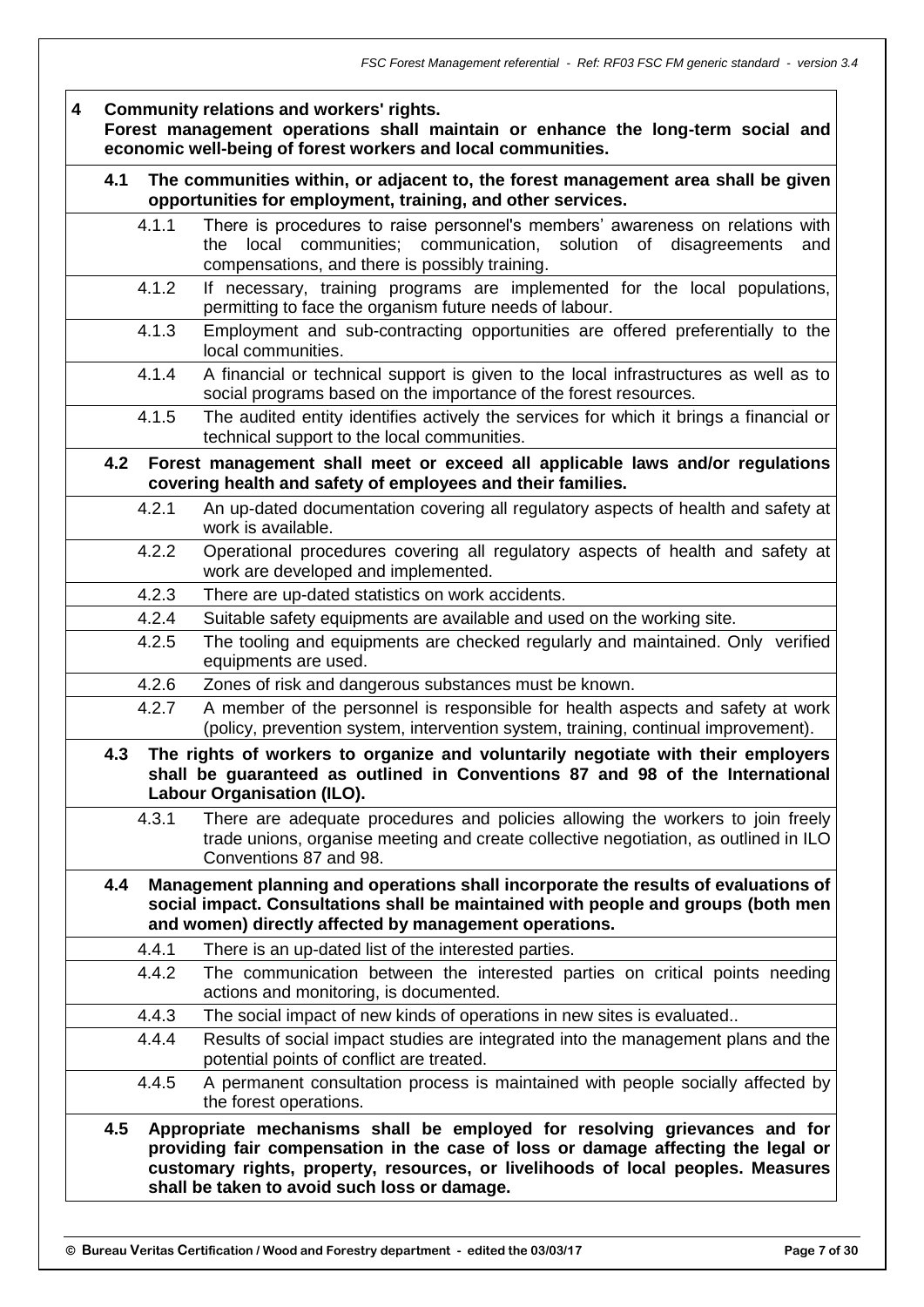**4 Community relations and workers' rights.**
**Forest management operations shall maintain or enhance the long-term social and economic well-being of forest workers and local communities.**

**4.1 The communities within, or adjacent to, the forest management area shall be given opportunities for employment, training, and other services.**

| | |
|---|---|
| 4.1.1 | There is procedures to raise personnel's members' awareness on relations with the local communities; communication, solution of disagreements and compensations, and there is possibly training. |
| 4.1.2 | If necessary, training programs are implemented for the local populations, permitting to face the organism future needs of labour. |
| 4.1.3 | Employment and sub-contracting opportunities are offered preferentially to the local communities. |
| 4.1.4 | A financial or technical support is given to the local infrastructures as well as to social programs based on the importance of the forest resources. |
| 4.1.5 | The audited entity identifies actively the services for which it brings a financial or technical support to the local communities. |

**4.2 Forest management shall meet or exceed all applicable laws and/or regulations covering health and safety of employees and their families.**

| | |
|---|---|
| 4.2.1 | An up-dated documentation covering all regulatory aspects of health and safety at work is available. |
| 4.2.2 | Operational procedures covering all regulatory aspects of health and safety at work are developed and implemented. |
| 4.2.3 | There are up-dated statistics on work accidents. |
| 4.2.4 | Suitable safety equipments are available and used on the working site. |
| 4.2.5 | The tooling and equipments are checked regularly and maintained. Only verified equipments are used. |
| 4.2.6 | Zones of risk and dangerous substances must be known. |
| 4.2.7 | A member of the personnel is responsible for health aspects and safety at work (policy, prevention system, intervention system, training, continual improvement). |

**4.3 The rights of workers to organize and voluntarily negotiate with their employers shall be guaranteed as outlined in Conventions 87 and 98 of the International Labour Organisation (ILO).**

| | |
|---|---|
| 4.3.1 | There are adequate procedures and policies allowing the workers to join freely trade unions, organise meeting and create collective negotiation, as outlined in ILO Conventions 87 and 98. |

**4.4 Management planning and operations shall incorporate the results of evaluations of social impact. Consultations shall be maintained with people and groups (both men and women) directly affected by management operations.**

| | |
|---|---|
| 4.4.1 | There is an up-dated list of the interested parties. |
| 4.4.2 | The communication between the interested parties on critical points needing actions and monitoring, is documented. |
| 4.4.3 | The social impact of new kinds of operations in new sites is evaluated.. |
| 4.4.4 | Results of social impact studies are integrated into the management plans and the potential points of conflict are treated. |
| 4.4.5 | A permanent consultation process is maintained with people socially affected by the forest operations. |

**4.5 Appropriate mechanisms shall be employed for resolving grievances and for providing fair compensation in the case of loss or damage affecting the legal or customary rights, property, resources, or livelihoods of local peoples. Measures shall be taken to avoid such loss or damage.**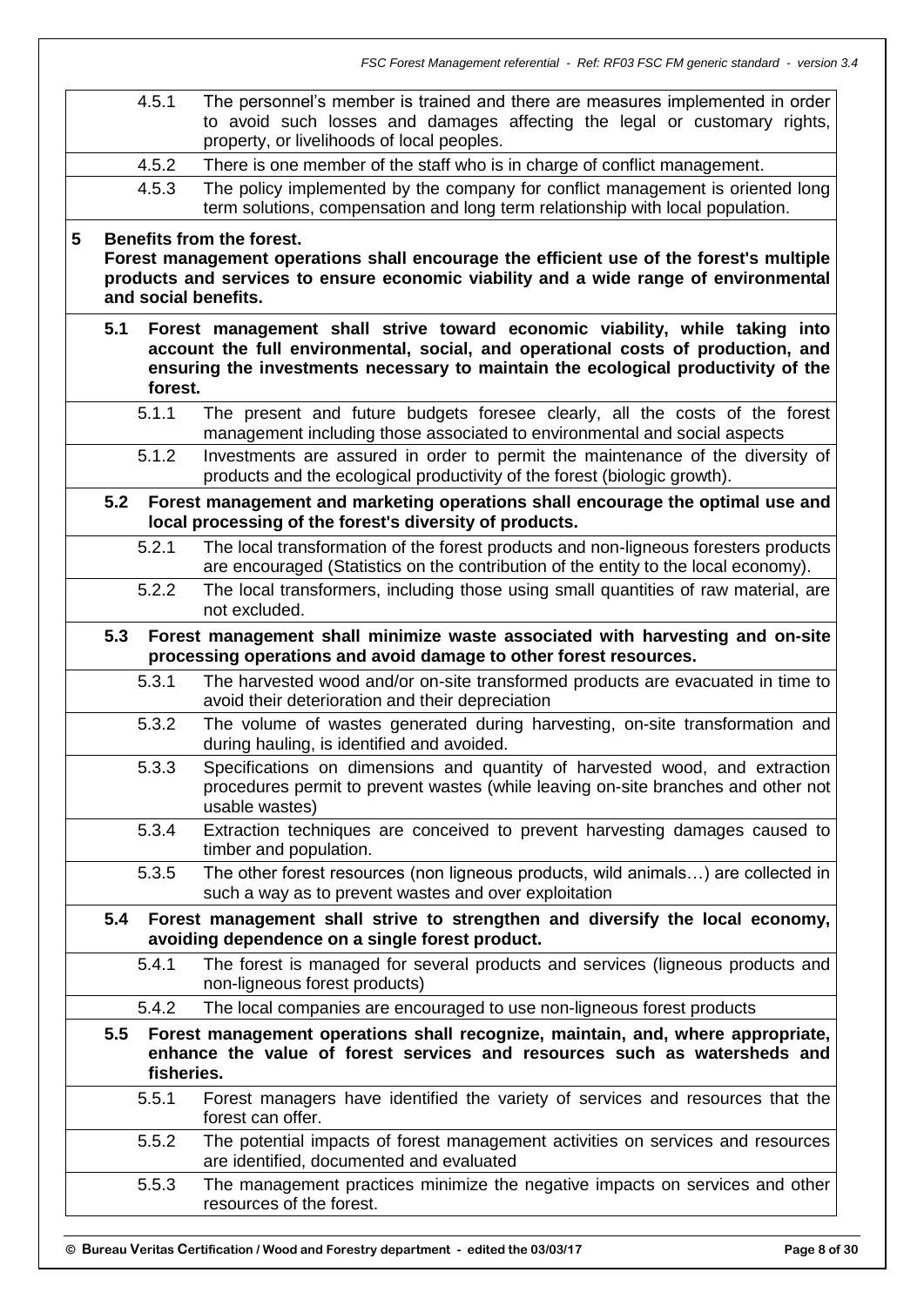| | | |
|---|---|---|
| | 4.5.1 | The personnel's member is trained and there are measures implemented in order to avoid such losses and damages affecting the legal or customary rights, property, or livelihoods of local peoples. |
| | 4.5.2 | There is one member of the staff who is in charge of conflict management. |
| | 4.5.3 | The policy implemented by the company for conflict management is oriented long term solutions, compensation and long term relationship with local population. |
| **5** | | **Benefits from the forest.**<br>**Forest management operations shall encourage the efficient use of the forest's multiple products and services to ensure economic viability and a wide range of environmental and social benefits.** |
| | **5.1** | **Forest management shall strive toward economic viability, while taking into account the full environmental, social, and operational costs of production, and ensuring the investments necessary to maintain the ecological productivity of the forest.** |
| | 5.1.1 | The present and future budgets foresee clearly, all the costs of the forest management including those associated to environmental and social aspects |
| | 5.1.2 | Investments are assured in order to permit the maintenance of the diversity of products and the ecological productivity of the forest (biologic growth). |
| | **5.2** | **Forest management and marketing operations shall encourage the optimal use and local processing of the forest's diversity of products.** |
| | 5.2.1 | The local transformation of the forest products and non-ligneous foresters products are encouraged (Statistics on the contribution of the entity to the local economy). |
| | 5.2.2 | The local transformers, including those using small quantities of raw material, are not excluded. |
| | **5.3** | **Forest management shall minimize waste associated with harvesting and on-site processing operations and avoid damage to other forest resources.** |
| | 5.3.1 | The harvested wood and/or on-site transformed products are evacuated in time to avoid their deterioration and their depreciation |
| | 5.3.2 | The volume of wastes generated during harvesting, on-site transformation and during hauling, is identified and avoided. |
| | 5.3.3 | Specifications on dimensions and quantity of harvested wood, and extraction procedures permit to prevent wastes (while leaving on-site branches and other not usable wastes) |
| | 5.3.4 | Extraction techniques are conceived to prevent harvesting damages caused to timber and population. |
| | 5.3.5 | The other forest resources (non ligneous products, wild animals…) are collected in such a way as to prevent wastes and over exploitation |
| | **5.4** | **Forest management shall strive to strengthen and diversify the local economy, avoiding dependence on a single forest product.** |
| | 5.4.1 | The forest is managed for several products and services (ligneous products and non-ligneous forest products) |
| | 5.4.2 | The local companies are encouraged to use non-ligneous forest products |
| | **5.5** | **Forest management operations shall recognize, maintain, and, where appropriate, enhance the value of forest services and resources such as watersheds and fisheries.** |
| | 5.5.1 | Forest managers have identified the variety of services and resources that the forest can offer. |
| | 5.5.2 | The potential impacts of forest management activities on services and resources are identified, documented and evaluated |
| | 5.5.3 | The management practices minimize the negative impacts on services and other resources of the forest. |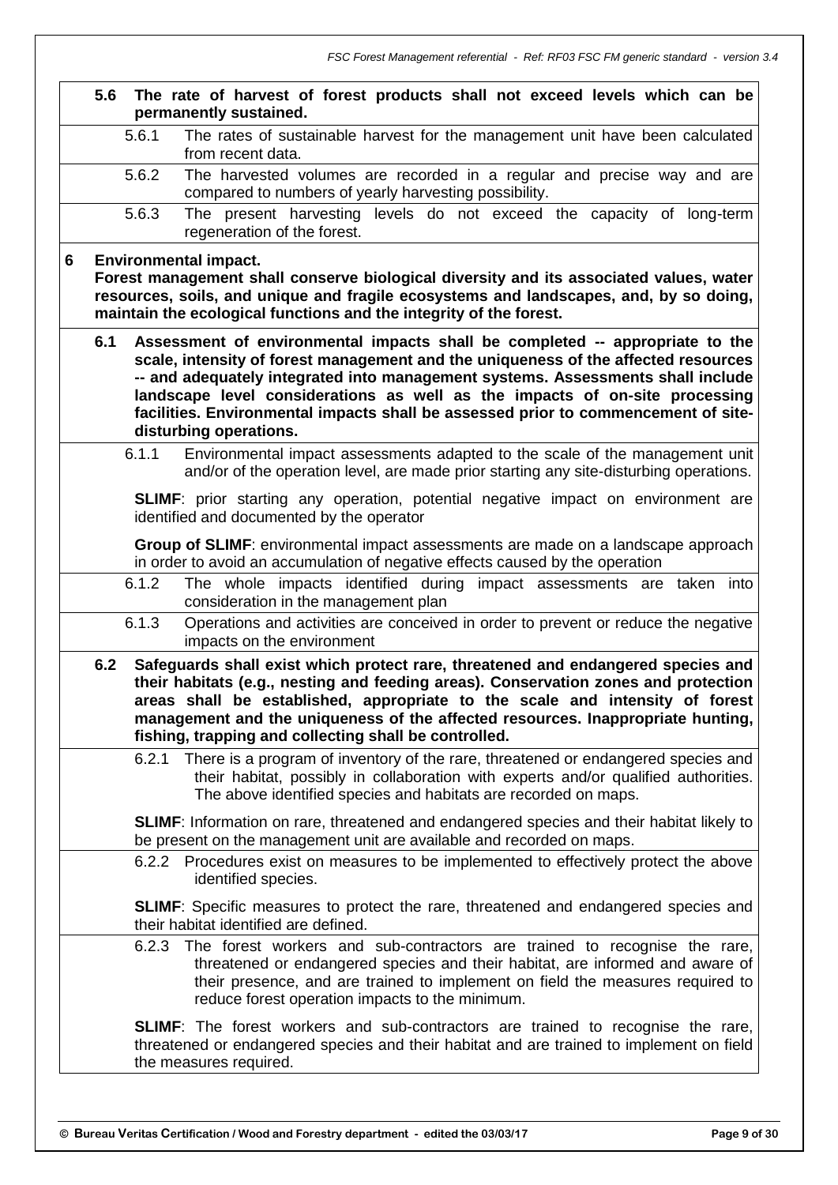**5.6 The rate of harvest of forest products shall not exceed levels which can be permanently sustained.**

5.6.1 The rates of sustainable harvest for the management unit have been calculated from recent data.

5.6.2 The harvested volumes are recorded in a regular and precise way and are compared to numbers of yearly harvesting possibility.

5.6.3 The present harvesting levels do not exceed the capacity of long-term regeneration of the forest.

**6 Environmental impact.**
**Forest management shall conserve biological diversity and its associated values, water resources, soils, and unique and fragile ecosystems and landscapes, and, by so doing, maintain the ecological functions and the integrity of the forest.**

**6.1 Assessment of environmental impacts shall be completed -- appropriate to the scale, intensity of forest management and the uniqueness of the affected resources -- and adequately integrated into management systems. Assessments shall include landscape level considerations as well as the impacts of on-site processing facilities. Environmental impacts shall be assessed prior to commencement of site-disturbing operations.**

6.1.1 Environmental impact assessments adapted to the scale of the management unit and/or of the operation level, are made prior starting any site-disturbing operations.

**SLIMF**: prior starting any operation, potential negative impact on environment are identified and documented by the operator

**Group of SLIMF**: environmental impact assessments are made on a landscape approach in order to avoid an accumulation of negative effects caused by the operation

6.1.2 The whole impacts identified during impact assessments are taken into consideration in the management plan

6.1.3 Operations and activities are conceived in order to prevent or reduce the negative impacts on the environment

**6.2 Safeguards shall exist which protect rare, threatened and endangered species and their habitats (e.g., nesting and feeding areas). Conservation zones and protection areas shall be established, appropriate to the scale and intensity of forest management and the uniqueness of the affected resources. Inappropriate hunting, fishing, trapping and collecting shall be controlled.**

6.2.1 There is a program of inventory of the rare, threatened or endangered species and their habitat, possibly in collaboration with experts and/or qualified authorities. The above identified species and habitats are recorded on maps.

**SLIMF**: Information on rare, threatened and endangered species and their habitat likely to be present on the management unit are available and recorded on maps.

6.2.2 Procedures exist on measures to be implemented to effectively protect the above identified species.

**SLIMF**: Specific measures to protect the rare, threatened and endangered species and their habitat identified are defined.

6.2.3 The forest workers and sub-contractors are trained to recognise the rare, threatened or endangered species and their habitat, are informed and aware of their presence, and are trained to implement on field the measures required to reduce forest operation impacts to the minimum.

**SLIMF**: The forest workers and sub-contractors are trained to recognise the rare, threatened or endangered species and their habitat and are trained to implement on field the measures required.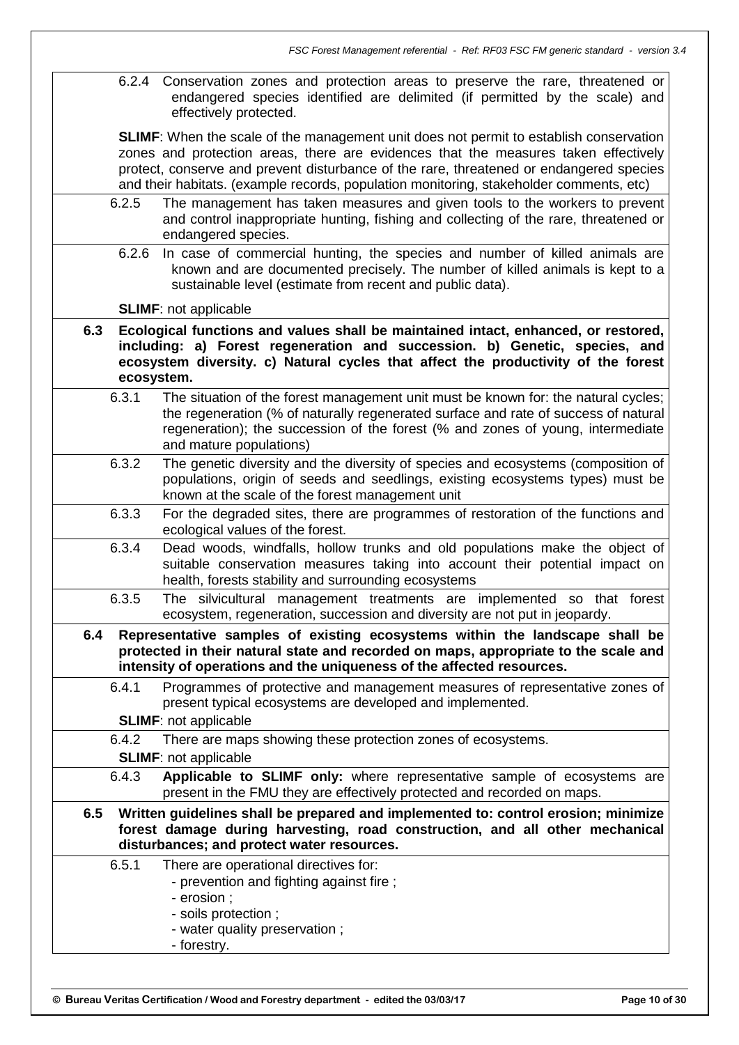6.2.4 Conservation zones and protection areas to preserve the rare, threatened or endangered species identified are delimited (if permitted by the scale) and effectively protected.

**SLIMF**: When the scale of the management unit does not permit to establish conservation zones and protection areas, there are evidences that the measures taken effectively protect, conserve and prevent disturbance of the rare, threatened or endangered species and their habitats. (example records, population monitoring, stakeholder comments, etc)

6.2.5 The management has taken measures and given tools to the workers to prevent and control inappropriate hunting, fishing and collecting of the rare, threatened or endangered species.

6.2.6 In case of commercial hunting, the species and number of killed animals are known and are documented precisely. The number of killed animals is kept to a sustainable level (estimate from recent and public data).

**SLIMF**: not applicable

**6.3 Ecological functions and values shall be maintained intact, enhanced, or restored, including: a) Forest regeneration and succession. b) Genetic, species, and ecosystem diversity. c) Natural cycles that affect the productivity of the forest ecosystem.**

6.3.1 The situation of the forest management unit must be known for: the natural cycles; the regeneration (% of naturally regenerated surface and rate of success of natural regeneration); the succession of the forest (% and zones of young, intermediate and mature populations)

6.3.2 The genetic diversity and the diversity of species and ecosystems (composition of populations, origin of seeds and seedlings, existing ecosystems types) must be known at the scale of the forest management unit

6.3.3 For the degraded sites, there are programmes of restoration of the functions and ecological values of the forest.

6.3.4 Dead woods, windfalls, hollow trunks and old populations make the object of suitable conservation measures taking into account their potential impact on health, forests stability and surrounding ecosystems

6.3.5 The silvicultural management treatments are implemented so that forest ecosystem, regeneration, succession and diversity are not put in jeopardy.

**6.4 Representative samples of existing ecosystems within the landscape shall be protected in their natural state and recorded on maps, appropriate to the scale and intensity of operations and the uniqueness of the affected resources.**

6.4.1 Programmes of protective and management measures of representative zones of present typical ecosystems are developed and implemented.

**SLIMF**: not applicable

6.4.2 There are maps showing these protection zones of ecosystems.

**SLIMF**: not applicable

6.4.3 **Applicable to SLIMF only:** where representative sample of ecosystems are present in the FMU they are effectively protected and recorded on maps.

**6.5 Written guidelines shall be prepared and implemented to: control erosion; minimize forest damage during harvesting, road construction, and all other mechanical disturbances; and protect water resources.**

6.5.1 There are operational directives for:
- prevention and fighting against fire ;
- erosion ;
- soils protection ;
- water quality preservation ;
- forestry.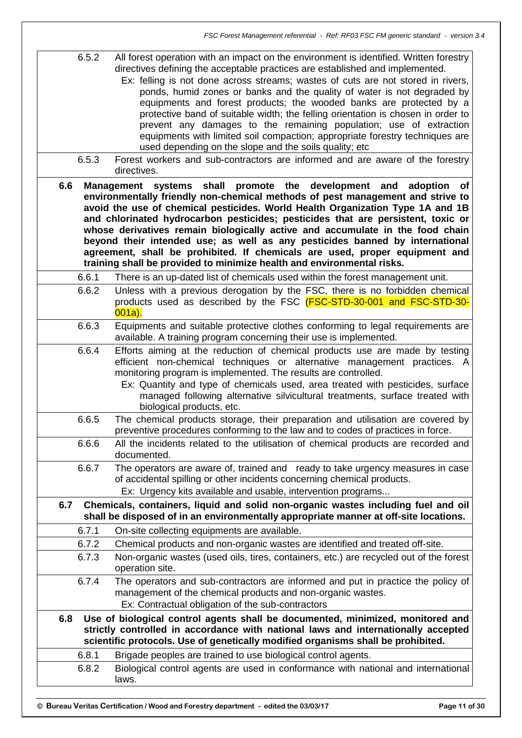| | |
|---|---|
| 6.5.2 | All forest operation with an impact on the environment is identified. Written forestry directives defining the acceptable practices are established and implemented.<br>Ex: felling is not done across streams; wastes of cuts are not stored in rivers, ponds, humid zones or banks and the quality of water is not degraded by equipments and forest products; the wooded banks are protected by a protective band of suitable width; the felling orientation is chosen in order to prevent any damages to the remaining population; use of extraction equipments with limited soil compaction; appropriate forestry techniques are used depending on the slope and the soils quality; etc |
| 6.5.3 | Forest workers and sub-contractors are informed and are aware of the forestry directives. |
| **6.6** | **Management systems shall promote the development and adoption of environmentally friendly non-chemical methods of pest management and strive to avoid the use of chemical pesticides. World Health Organization Type 1A and 1B and chlorinated hydrocarbon pesticides; pesticides that are persistent, toxic or whose derivatives remain biologically active and accumulate in the food chain beyond their intended use; as well as any pesticides banned by international agreement, shall be prohibited. If chemicals are used, proper equipment and training shall be provided to minimize health and environmental risks.** |
| 6.6.1 | There is an up-dated list of chemicals used within the forest management unit. |
| 6.6.2 | Unless with a previous derogation by the FSC, there is no forbidden chemical products used as described by the FSC (FSC-STD-30-001 and FSC-STD-30-001a). |
| 6.6.3 | Equipments and suitable protective clothes conforming to legal requirements are available. A training program concerning their use is implemented. |
| 6.6.4 | Efforts aiming at the reduction of chemical products use are made by testing efficient non-chemical techniques or alternative management practices. A monitoring program is implemented. The results are controlled.<br>Ex: Quantity and type of chemicals used, area treated with pesticides, surface managed following alternative silvicultural treatments, surface treated with biological products, etc. |
| 6.6.5 | The chemical products storage, their preparation and utilisation are covered by preventive procedures conforming to the law and to codes of practices in force. |
| 6.6.6 | All the incidents related to the utilisation of chemical products are recorded and documented. |
| 6.6.7 | The operators are aware of, trained and ready to take urgency measures in case of accidental spilling or other incidents concerning chemical products.<br>Ex: Urgency kits available and usable, intervention programs... |
| **6.7** | **Chemicals, containers, liquid and solid non-organic wastes including fuel and oil shall be disposed of in an environmentally appropriate manner at off-site locations.** |
| 6.7.1 | On-site collecting equipments are available. |
| 6.7.2 | Chemical products and non-organic wastes are identified and treated off-site. |
| 6.7.3 | Non-organic wastes (used oils, tires, containers, etc.) are recycled out of the forest operation site. |
| 6.7.4 | The operators and sub-contractors are informed and put in practice the policy of management of the chemical products and non-organic wastes.<br>Ex: Contractual obligation of the sub-contractors |
| **6.8** | **Use of biological control agents shall be documented, minimized, monitored and strictly controlled in accordance with national laws and internationally accepted scientific protocols. Use of genetically modified organisms shall be prohibited.** |
| 6.8.1 | Brigade peoples are trained to use biological control agents. |
| 6.8.2 | Biological control agents are used in conformance with national and international laws. |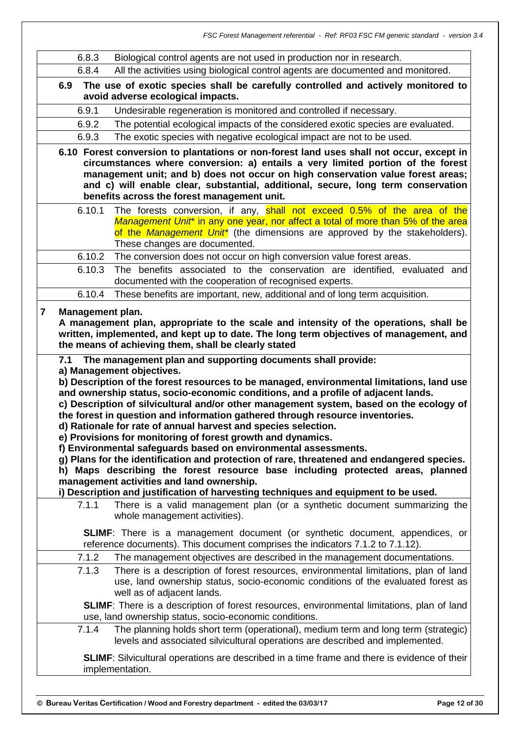| | |
|---|---|
| 6.8.3 | Biological control agents are not used in production nor in research. |
| 6.8.4 | All the activities using biological control agents are documented and monitored. |

**6.9 The use of exotic species shall be carefully controlled and actively monitored to avoid adverse ecological impacts.**

| | |
|---|---|
| 6.9.1 | Undesirable regeneration is monitored and controlled if necessary. |
| 6.9.2 | The potential ecological impacts of the considered exotic species are evaluated. |
| 6.9.3 | The exotic species with negative ecological impact are not to be used. |

**6.10 Forest conversion to plantations or non-forest land uses shall not occur, except in circumstances where conversion: a) entails a very limited portion of the forest management unit; and b) does not occur on high conservation value forest areas; and c) will enable clear, substantial, additional, secure, long term conservation benefits across the forest management unit.**

| | |
|---|---|
| 6.10.1 | The forests conversion, if any, shall not exceed 0.5% of the area of the *Management Unit** in any one year, nor affect a total of more than 5% of the area of the *Management Unit** (the dimensions are approved by the stakeholders). These changes are documented. |
| 6.10.2 | The conversion does not occur on high conversion value forest areas. |
| 6.10.3 | The benefits associated to the conservation are identified, evaluated and documented with the cooperation of recognised experts. |
| 6.10.4 | These benefits are important, new, additional and of long term acquisition. |

## 7 Management plan.

**A management plan, appropriate to the scale and intensity of the operations, shall be written, implemented, and kept up to date. The long term objectives of management, and the means of achieving them, shall be clearly stated**

**7.1 The management plan and supporting documents shall provide:**
**a) Management objectives.**
**b) Description of the forest resources to be managed, environmental limitations, land use and ownership status, socio-economic conditions, and a profile of adjacent lands.**
**c) Description of silvicultural and/or other management system, based on the ecology of the forest in question and information gathered through resource inventories.**
**d) Rationale for rate of annual harvest and species selection.**
**e) Provisions for monitoring of forest growth and dynamics.**
**f) Environmental safeguards based on environmental assessments.**
**g) Plans for the identification and protection of rare, threatened and endangered species.**
**h) Maps describing the forest resource base including protected areas, planned management activities and land ownership.**
**i) Description and justification of harvesting techniques and equipment to be used.**

| | |
|---|---|
| 7.1.1 | There is a valid management plan (or a synthetic document summarizing the whole management activities).<br><br>**SLIMF**: There is a management document (or synthetic document, appendices, or reference documents). This document comprises the indicators 7.1.2 to 7.1.12). |
| 7.1.2 | The management objectives are described in the management documentations. |
| 7.1.3 | There is a description of forest resources, environmental limitations, plan of land use, land ownership status, socio-economic conditions of the evaluated forest as well as of adjacent lands.<br><br>**SLIMF**: There is a description of forest resources, environmental limitations, plan of land use, land ownership status, socio-economic conditions. |
| 7.1.4 | The planning holds short term (operational), medium term and long term (strategic) levels and associated silvicultural operations are described and implemented.<br><br>**SLIMF**: Silvicultural operations are described in a time frame and there is evidence of their implementation. |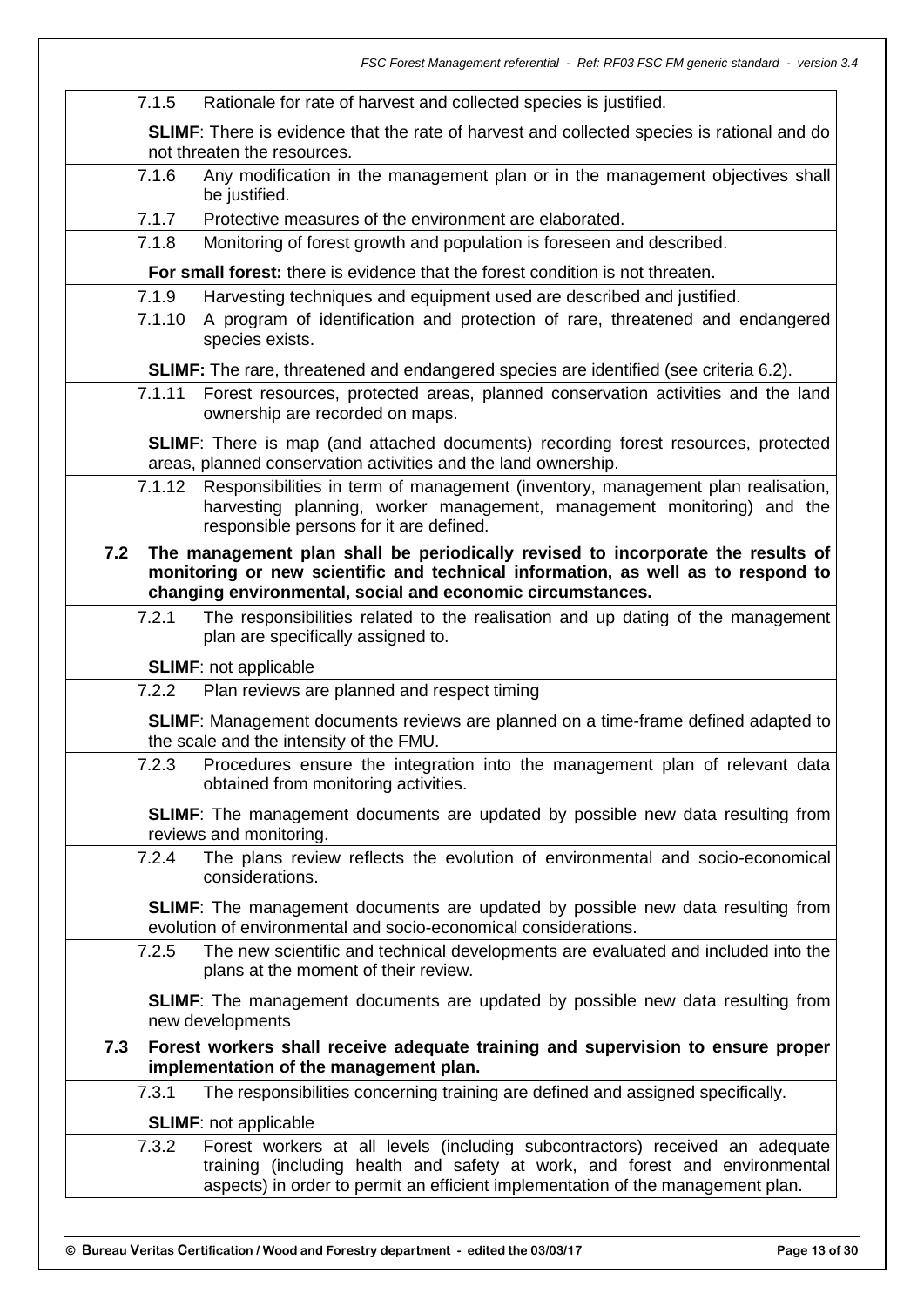7.1.5 Rationale for rate of harvest and collected species is justified.

**SLIMF**: There is evidence that the rate of harvest and collected species is rational and do not threaten the resources.

7.1.6 Any modification in the management plan or in the management objectives shall be justified.

7.1.7 Protective measures of the environment are elaborated.

7.1.8 Monitoring of forest growth and population is foreseen and described.

**For small forest:** there is evidence that the forest condition is not threaten.

7.1.9 Harvesting techniques and equipment used are described and justified.

7.1.10 A program of identification and protection of rare, threatened and endangered species exists.

**SLIMF:** The rare, threatened and endangered species are identified (see criteria 6.2).

7.1.11 Forest resources, protected areas, planned conservation activities and the land ownership are recorded on maps.

**SLIMF**: There is map (and attached documents) recording forest resources, protected areas, planned conservation activities and the land ownership.

7.1.12 Responsibilities in term of management (inventory, management plan realisation, harvesting planning, worker management, management monitoring) and the responsible persons for it are defined.

**7.2 The management plan shall be periodically revised to incorporate the results of monitoring or new scientific and technical information, as well as to respond to changing environmental, social and economic circumstances.**

7.2.1 The responsibilities related to the realisation and up dating of the management plan are specifically assigned to.

**SLIMF**: not applicable

7.2.2 Plan reviews are planned and respect timing

**SLIMF**: Management documents reviews are planned on a time-frame defined adapted to the scale and the intensity of the FMU.

7.2.3 Procedures ensure the integration into the management plan of relevant data obtained from monitoring activities.

**SLIMF**: The management documents are updated by possible new data resulting from reviews and monitoring.

7.2.4 The plans review reflects the evolution of environmental and socio-economical considerations.

**SLIMF**: The management documents are updated by possible new data resulting from evolution of environmental and socio-economical considerations.

7.2.5 The new scientific and technical developments are evaluated and included into the plans at the moment of their review.

**SLIMF**: The management documents are updated by possible new data resulting from new developments

**7.3 Forest workers shall receive adequate training and supervision to ensure proper implementation of the management plan.**

7.3.1 The responsibilities concerning training are defined and assigned specifically.

**SLIMF**: not applicable

7.3.2 Forest workers at all levels (including subcontractors) received an adequate training (including health and safety at work, and forest and environmental aspects) in order to permit an efficient implementation of the management plan.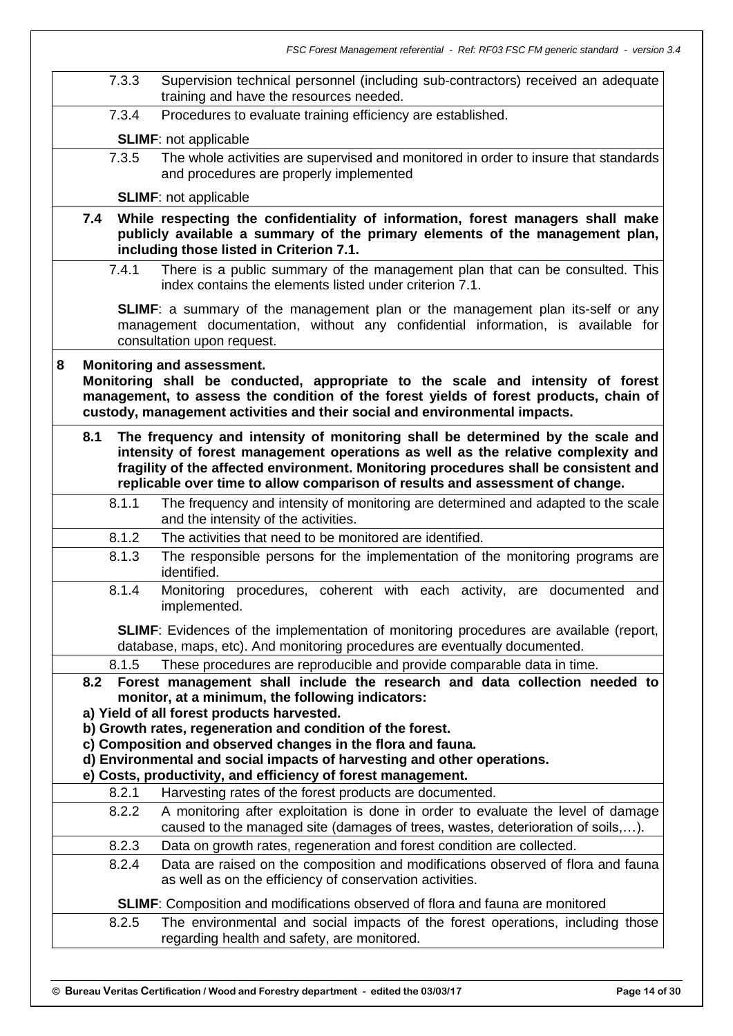7.3.3 Supervision technical personnel (including sub-contractors) received an adequate training and have the resources needed.

7.3.4 Procedures to evaluate training efficiency are established.

**SLIMF**: not applicable

7.3.5 The whole activities are supervised and monitored in order to insure that standards and procedures are properly implemented

**SLIMF**: not applicable

**7.4 While respecting the confidentiality of information, forest managers shall make publicly available a summary of the primary elements of the management plan, including those listed in Criterion 7.1.**

7.4.1 There is a public summary of the management plan that can be consulted. This index contains the elements listed under criterion 7.1.

**SLIMF**: a summary of the management plan or the management plan its-self or any management documentation, without any confidential information, is available for consultation upon request.

## 8 Monitoring and assessment.

**Monitoring shall be conducted, appropriate to the scale and intensity of forest management, to assess the condition of the forest yields of forest products, chain of custody, management activities and their social and environmental impacts.**

**8.1 The frequency and intensity of monitoring shall be determined by the scale and intensity of forest management operations as well as the relative complexity and fragility of the affected environment. Monitoring procedures shall be consistent and replicable over time to allow comparison of results and assessment of change.**

8.1.1 The frequency and intensity of monitoring are determined and adapted to the scale and the intensity of the activities.

8.1.2 The activities that need to be monitored are identified.

8.1.3 The responsible persons for the implementation of the monitoring programs are identified.

8.1.4 Monitoring procedures, coherent with each activity, are documented and implemented.

**SLIMF**: Evidences of the implementation of monitoring procedures are available (report, database, maps, etc). And monitoring procedures are eventually documented.

8.1.5 These procedures are reproducible and provide comparable data in time.

**8.2 Forest management shall include the research and data collection needed to monitor, at a minimum, the following indicators:**
**a) Yield of all forest products harvested.**
**b) Growth rates, regeneration and condition of the forest.**
**c) Composition and observed changes in the flora and fauna.**
**d) Environmental and social impacts of harvesting and other operations.**
**e) Costs, productivity, and efficiency of forest management.**

8.2.1 Harvesting rates of the forest products are documented.

8.2.2 A monitoring after exploitation is done in order to evaluate the level of damage caused to the managed site (damages of trees, wastes, deterioration of soils,…).

8.2.3 Data on growth rates, regeneration and forest condition are collected.

8.2.4 Data are raised on the composition and modifications observed of flora and fauna as well as on the efficiency of conservation activities.

**SLIMF**: Composition and modifications observed of flora and fauna are monitored

8.2.5 The environmental and social impacts of the forest operations, including those regarding health and safety, are monitored.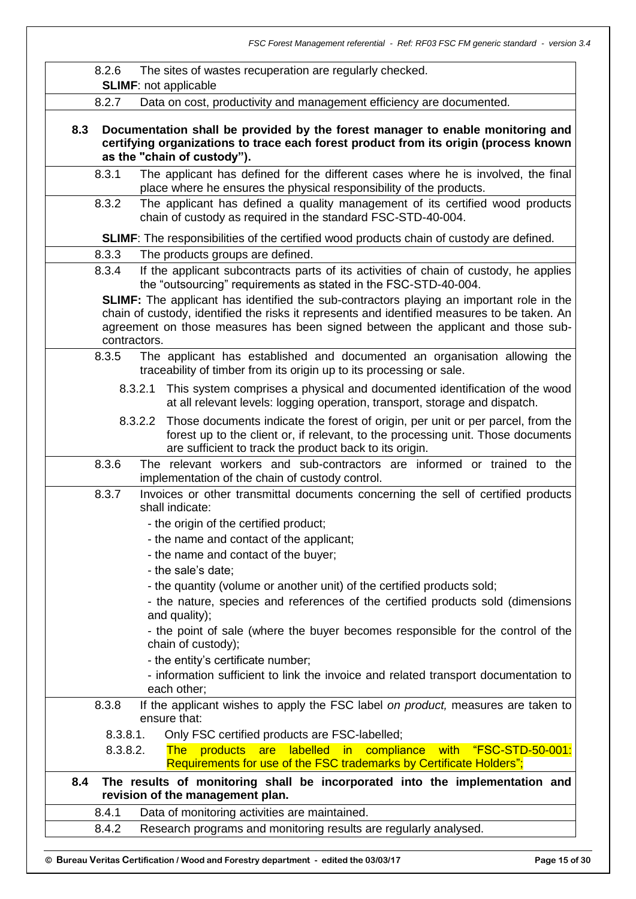8.2.6 The sites of wastes recuperation are regularly checked.

**SLIMF**: not applicable

8.2.7 Data on cost, productivity and management efficiency are documented.

**8.3 Documentation shall be provided by the forest manager to enable monitoring and certifying organizations to trace each forest product from its origin (process known as the "chain of custody").**

8.3.1 The applicant has defined for the different cases where he is involved, the final place where he ensures the physical responsibility of the products.

8.3.2 The applicant has defined a quality management of its certified wood products chain of custody as required in the standard FSC-STD-40-004.

**SLIMF**: The responsibilities of the certified wood products chain of custody are defined.

8.3.3 The products groups are defined.

8.3.4 If the applicant subcontracts parts of its activities of chain of custody, he applies the "outsourcing" requirements as stated in the FSC-STD-40-004.

**SLIMF:** The applicant has identified the sub-contractors playing an important role in the chain of custody, identified the risks it represents and identified measures to be taken. An agreement on those measures has been signed between the applicant and those sub-contractors.

8.3.5 The applicant has established and documented an organisation allowing the traceability of timber from its origin up to its processing or sale.

8.3.2.1 This system comprises a physical and documented identification of the wood at all relevant levels: logging operation, transport, storage and dispatch.

8.3.2.2 Those documents indicate the forest of origin, per unit or per parcel, from the forest up to the client or, if relevant, to the processing unit. Those documents are sufficient to track the product back to its origin.

8.3.6 The relevant workers and sub-contractors are informed or trained to the implementation of the chain of custody control.

8.3.7 Invoices or other transmittal documents concerning the sell of certified products shall indicate:

- the origin of the certified product;
- the name and contact of the applicant;
- the name and contact of the buyer;
- the sale's date;
- the quantity (volume or another unit) of the certified products sold;
- the nature, species and references of the certified products sold (dimensions and quality);
- the point of sale (where the buyer becomes responsible for the control of the chain of custody);
- the entity's certificate number;
- information sufficient to link the invoice and related transport documentation to each other;

8.3.8 If the applicant wishes to apply the FSC label *on product,* measures are taken to ensure that:

8.3.8.1. Only FSC certified products are FSC-labelled;

8.3.8.2. The products are labelled in compliance with "FSC-STD-50-001: Requirements for use of the FSC trademarks by Certificate Holders";

**8.4 The results of monitoring shall be incorporated into the implementation and revision of the management plan.**

8.4.1 Data of monitoring activities are maintained.

8.4.2 Research programs and monitoring results are regularly analysed.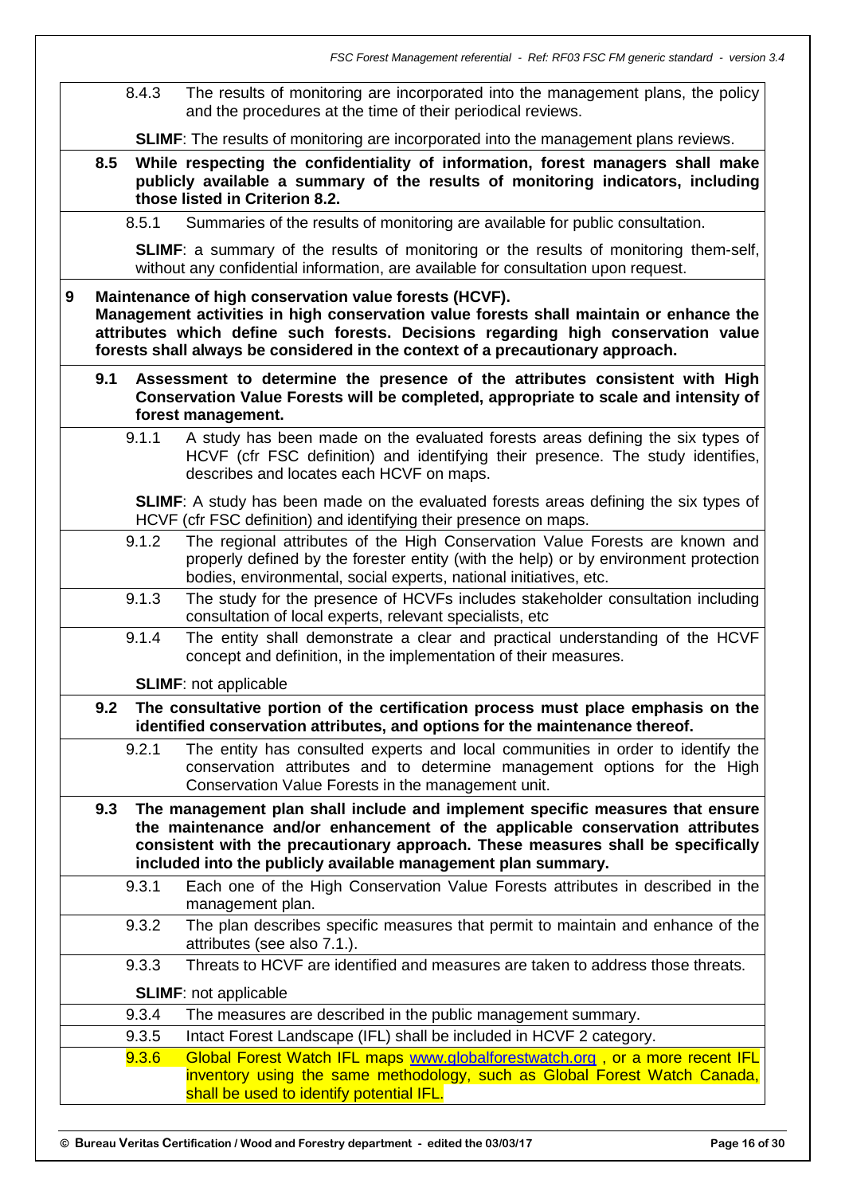| | | |
|---|---|---|
| 8.4.3 | The results of monitoring are incorporated into the management plans, the policy and the procedures at the time of their periodical reviews. | |
| | **SLIMF**: The results of monitoring are incorporated into the management plans reviews. | |
| **8.5** | **While respecting the confidentiality of information, forest managers shall make publicly available a summary of the results of monitoring indicators, including those listed in Criterion 8.2.** | |
| 8.5.1 | Summaries of the results of monitoring are available for public consultation. | |
| | **SLIMF**: a summary of the results of monitoring or the results of monitoring them-self, without any confidential information, are available for consultation upon request. | |
| **9** | **Maintenance of high conservation value forests (HCVF). Management activities in high conservation value forests shall maintain or enhance the attributes which define such forests. Decisions regarding high conservation value forests shall always be considered in the context of a precautionary approach.** | |
| **9.1** | **Assessment to determine the presence of the attributes consistent with High Conservation Value Forests will be completed, appropriate to scale and intensity of forest management.** | |
| 9.1.1 | A study has been made on the evaluated forests areas defining the six types of HCVF (cfr FSC definition) and identifying their presence. The study identifies, describes and locates each HCVF on maps. | |
| | **SLIMF**: A study has been made on the evaluated forests areas defining the six types of HCVF (cfr FSC definition) and identifying their presence on maps. | |
| 9.1.2 | The regional attributes of the High Conservation Value Forests are known and properly defined by the forester entity (with the help) or by environment protection bodies, environmental, social experts, national initiatives, etc. | |
| 9.1.3 | The study for the presence of HCVFs includes stakeholder consultation including consultation of local experts, relevant specialists, etc | |
| 9.1.4 | The entity shall demonstrate a clear and practical understanding of the HCVF concept and definition, in the implementation of their measures. | |
| | **SLIMF**: not applicable | |
| **9.2** | **The consultative portion of the certification process must place emphasis on the identified conservation attributes, and options for the maintenance thereof.** | |
| 9.2.1 | The entity has consulted experts and local communities in order to identify the conservation attributes and to determine management options for the High Conservation Value Forests in the management unit. | |
| **9.3** | **The management plan shall include and implement specific measures that ensure the maintenance and/or enhancement of the applicable conservation attributes consistent with the precautionary approach. These measures shall be specifically included into the publicly available management plan summary.** | |
| 9.3.1 | Each one of the High Conservation Value Forests attributes in described in the management plan. | |
| 9.3.2 | The plan describes specific measures that permit to maintain and enhance of the attributes (see also 7.1.). | |
| 9.3.3 | Threats to HCVF are identified and measures are taken to address those threats. | |
| | **SLIMF**: not applicable | |
| 9.3.4 | The measures are described in the public management summary. | |
| 9.3.5 | Intact Forest Landscape (IFL) shall be included in HCVF 2 category. | |
| 9.3.6 | Global Forest Watch IFL maps www.globalforestwatch.org , or a more recent IFL inventory using the same methodology, such as Global Forest Watch Canada, shall be used to identify potential IFL. | |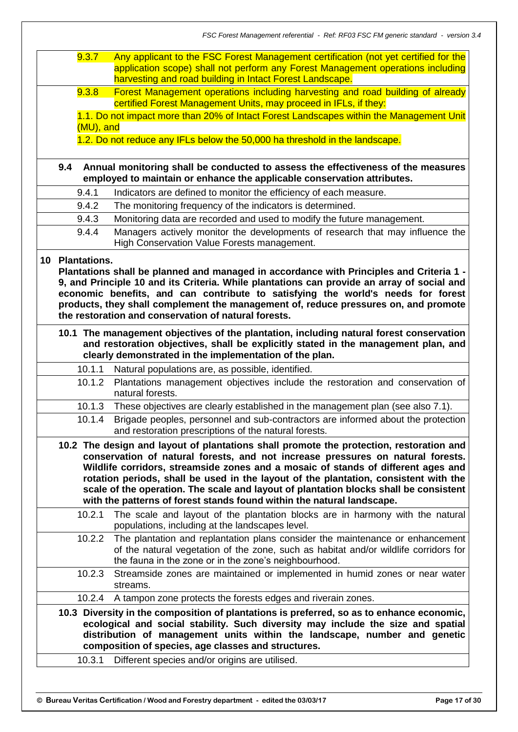| | |
|---|---|
| 9.3.7 | Any applicant to the FSC Forest Management certification (not yet certified for the application scope) shall not perform any Forest Management operations including harvesting and road building in Intact Forest Landscape. |
| 9.3.8 | Forest Management operations including harvesting and road building of already certified Forest Management Units, may proceed in IFLs, if they:<br>1.1. Do not impact more than 20% of Intact Forest Landscapes within the Management Unit (MU), and<br>1.2. Do not reduce any IFLs below the 50,000 ha threshold in the landscape. |
| **9.4** | **Annual monitoring shall be conducted to assess the effectiveness of the measures employed to maintain or enhance the applicable conservation attributes.** |
| 9.4.1 | Indicators are defined to monitor the efficiency of each measure. |
| 9.4.2 | The monitoring frequency of the indicators is determined. |
| 9.4.3 | Monitoring data are recorded and used to modify the future management. |
| 9.4.4 | Managers actively monitor the developments of research that may influence the High Conservation Value Forests management. |
| **10** | **Plantations.**<br>**Plantations shall be planned and managed in accordance with Principles and Criteria 1 - 9, and Principle 10 and its Criteria. While plantations can provide an array of social and economic benefits, and can contribute to satisfying the world's needs for forest products, they shall complement the management of, reduce pressures on, and promote the restoration and conservation of natural forests.** |
| **10.1** | **The management objectives of the plantation, including natural forest conservation and restoration objectives, shall be explicitly stated in the management plan, and clearly demonstrated in the implementation of the plan.** |
| 10.1.1 | Natural populations are, as possible, identified. |
| 10.1.2 | Plantations management objectives include the restoration and conservation of natural forests. |
| 10.1.3 | These objectives are clearly established in the management plan (see also 7.1). |
| 10.1.4 | Brigade peoples, personnel and sub-contractors are informed about the protection and restoration prescriptions of the natural forests. |
| **10.2** | **The design and layout of plantations shall promote the protection, restoration and conservation of natural forests, and not increase pressures on natural forests. Wildlife corridors, streamside zones and a mosaic of stands of different ages and rotation periods, shall be used in the layout of the plantation, consistent with the scale of the operation. The scale and layout of plantation blocks shall be consistent with the patterns of forest stands found within the natural landscape.** |
| 10.2.1 | The scale and layout of the plantation blocks are in harmony with the natural populations, including at the landscapes level. |
| 10.2.2 | The plantation and replantation plans consider the maintenance or enhancement of the natural vegetation of the zone, such as habitat and/or wildlife corridors for the fauna in the zone or in the zone's neighbourhood. |
| 10.2.3 | Streamside zones are maintained or implemented in humid zones or near water streams. |
| 10.2.4 | A tampon zone protects the forests edges and riverain zones. |
| **10.3** | **Diversity in the composition of plantations is preferred, so as to enhance economic, ecological and social stability. Such diversity may include the size and spatial distribution of management units within the landscape, number and genetic composition of species, age classes and structures.** |
| 10.3.1 | Different species and/or origins are utilised. |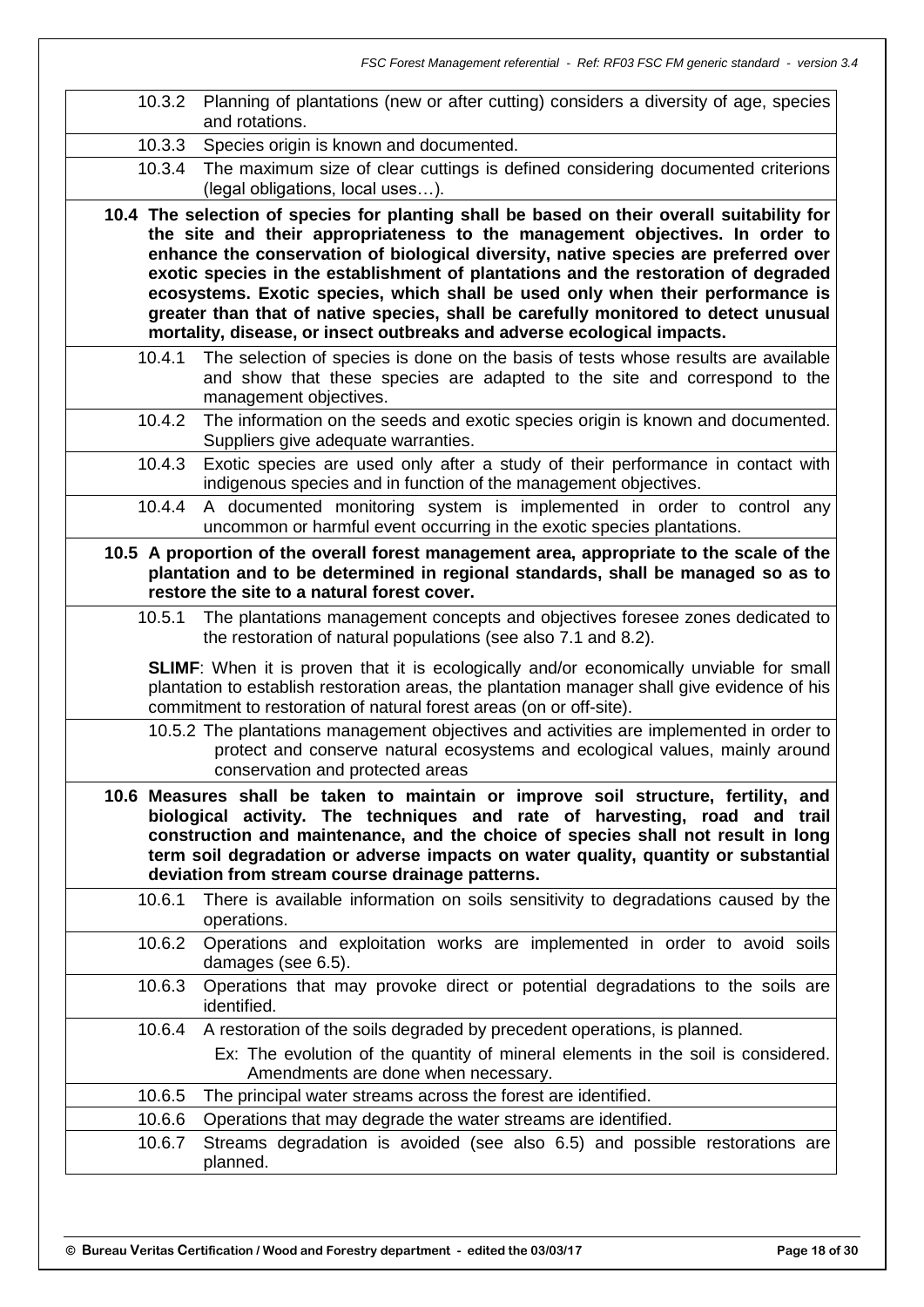| | |
|---|---|
| 10.3.2 | Planning of plantations (new or after cutting) considers a diversity of age, species and rotations. |
| 10.3.3 | Species origin is known and documented. |
| 10.3.4 | The maximum size of clear cuttings is defined considering documented criterions (legal obligations, local uses…). |

**10.4 The selection of species for planting shall be based on their overall suitability for the site and their appropriateness to the management objectives. In order to enhance the conservation of biological diversity, native species are preferred over exotic species in the establishment of plantations and the restoration of degraded ecosystems. Exotic species, which shall be used only when their performance is greater than that of native species, shall be carefully monitored to detect unusual mortality, disease, or insect outbreaks and adverse ecological impacts.**

| | |
|---|---|
| 10.4.1 | The selection of species is done on the basis of tests whose results are available and show that these species are adapted to the site and correspond to the management objectives. |
| 10.4.2 | The information on the seeds and exotic species origin is known and documented. Suppliers give adequate warranties. |
| 10.4.3 | Exotic species are used only after a study of their performance in contact with indigenous species and in function of the management objectives. |
| 10.4.4 | A documented monitoring system is implemented in order to control any uncommon or harmful event occurring in the exotic species plantations. |

**10.5 A proportion of the overall forest management area, appropriate to the scale of the plantation and to be determined in regional standards, shall be managed so as to restore the site to a natural forest cover.**

| | |
|---|---|
| 10.5.1 | The plantations management concepts and objectives foresee zones dedicated to the restoration of natural populations (see also 7.1 and 8.2). |

**SLIMF**: When it is proven that it is ecologically and/or economically unviable for small plantation to establish restoration areas, the plantation manager shall give evidence of his commitment to restoration of natural forest areas (on or off-site).

| | |
|---|---|
| 10.5.2 | The plantations management objectives and activities are implemented in order to protect and conserve natural ecosystems and ecological values, mainly around conservation and protected areas |

**10.6 Measures shall be taken to maintain or improve soil structure, fertility, and biological activity. The techniques and rate of harvesting, road and trail construction and maintenance, and the choice of species shall not result in long term soil degradation or adverse impacts on water quality, quantity or substantial deviation from stream course drainage patterns.**

| | |
|---|---|
| 10.6.1 | There is available information on soils sensitivity to degradations caused by the operations. |
| 10.6.2 | Operations and exploitation works are implemented in order to avoid soils damages (see 6.5). |
| 10.6.3 | Operations that may provoke direct or potential degradations to the soils are identified. |
| 10.6.4 | A restoration of the soils degraded by precedent operations, is planned. Ex: The evolution of the quantity of mineral elements in the soil is considered. Amendments are done when necessary. |
| 10.6.5 | The principal water streams across the forest are identified. |
| 10.6.6 | Operations that may degrade the water streams are identified. |
| 10.6.7 | Streams degradation is avoided (see also 6.5) and possible restorations are planned. |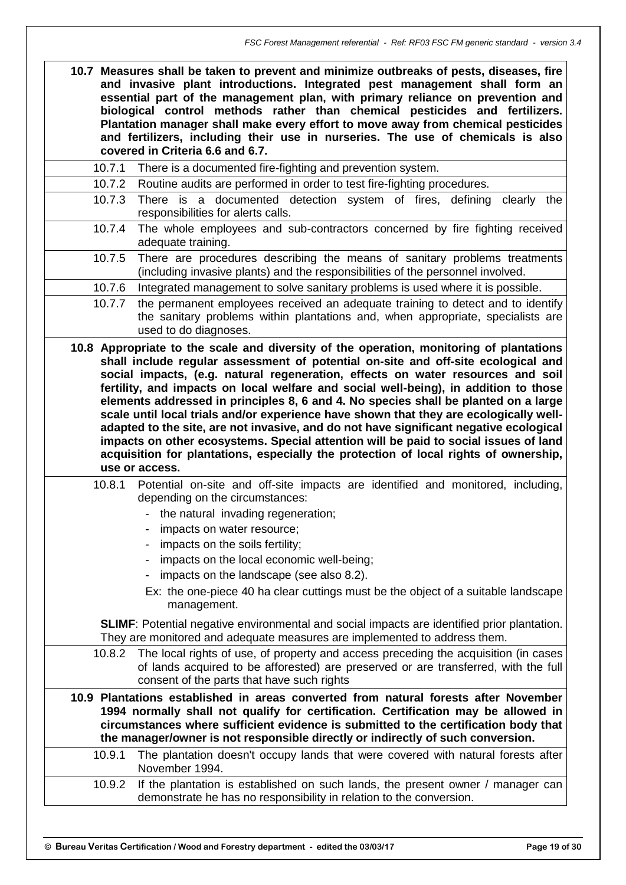**10.7 Measures shall be taken to prevent and minimize outbreaks of pests, diseases, fire and invasive plant introductions. Integrated pest management shall form an essential part of the management plan, with primary reliance on prevention and biological control methods rather than chemical pesticides and fertilizers. Plantation manager shall make every effort to move away from chemical pesticides and fertilizers, including their use in nurseries. The use of chemicals is also covered in Criteria 6.6 and 6.7.**

10.7.1 There is a documented fire-fighting and prevention system.

10.7.2 Routine audits are performed in order to test fire-fighting procedures.

10.7.3 There is a documented detection system of fires, defining clearly the responsibilities for alerts calls.

10.7.4 The whole employees and sub-contractors concerned by fire fighting received adequate training.

10.7.5 There are procedures describing the means of sanitary problems treatments (including invasive plants) and the responsibilities of the personnel involved.

10.7.6 Integrated management to solve sanitary problems is used where it is possible.

10.7.7 the permanent employees received an adequate training to detect and to identify the sanitary problems within plantations and, when appropriate, specialists are used to do diagnoses.

**10.8 Appropriate to the scale and diversity of the operation, monitoring of plantations shall include regular assessment of potential on-site and off-site ecological and social impacts, (e.g. natural regeneration, effects on water resources and soil fertility, and impacts on local welfare and social well-being), in addition to those elements addressed in principles 8, 6 and 4. No species shall be planted on a large scale until local trials and/or experience have shown that they are ecologically well-adapted to the site, are not invasive, and do not have significant negative ecological impacts on other ecosystems. Special attention will be paid to social issues of land acquisition for plantations, especially the protection of local rights of ownership, use or access.**

10.8.1 Potential on-site and off-site impacts are identified and monitored, including, depending on the circumstances:

- the natural invading regeneration;
- impacts on water resource;
- impacts on the soils fertility;
- impacts on the local economic well-being;
- impacts on the landscape (see also 8.2).

Ex: the one-piece 40 ha clear cuttings must be the object of a suitable landscape management.

**SLIMF**: Potential negative environmental and social impacts are identified prior plantation. They are monitored and adequate measures are implemented to address them.

10.8.2 The local rights of use, of property and access preceding the acquisition (in cases of lands acquired to be afforested) are preserved or are transferred, with the full consent of the parts that have such rights

**10.9 Plantations established in areas converted from natural forests after November 1994 normally shall not qualify for certification. Certification may be allowed in circumstances where sufficient evidence is submitted to the certification body that the manager/owner is not responsible directly or indirectly of such conversion.**

10.9.1 The plantation doesn't occupy lands that were covered with natural forests after November 1994.

10.9.2 If the plantation is established on such lands, the present owner / manager can demonstrate he has no responsibility in relation to the conversion.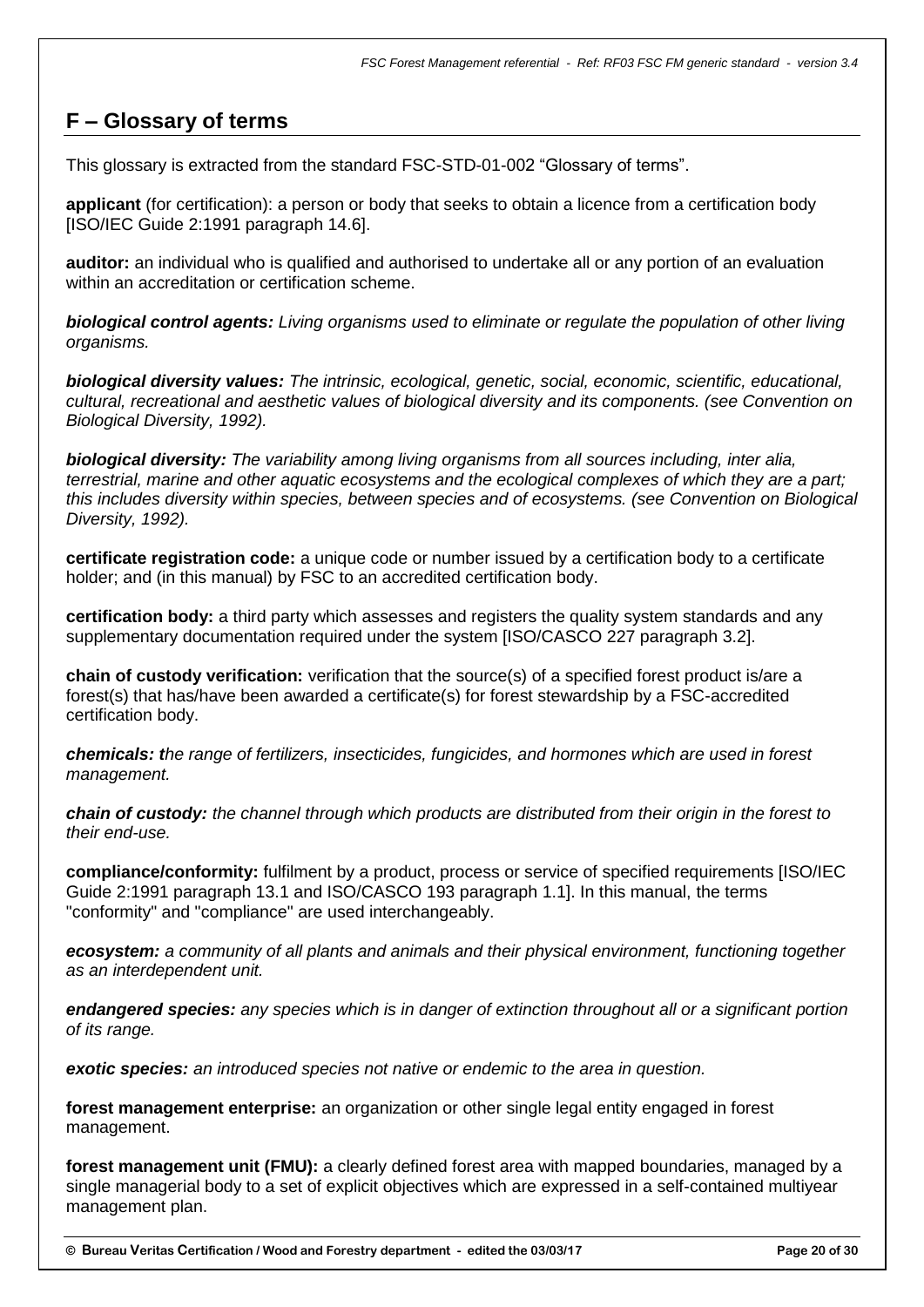## F – Glossary of terms

This glossary is extracted from the standard FSC-STD-01-002 “Glossary of terms”.

**applicant** (for certification): a person or body that seeks to obtain a licence from a certification body [ISO/IEC Guide 2:1991 paragraph 14.6].

**auditor:** an individual who is qualified and authorised to undertake all or any portion of an evaluation within an accreditation or certification scheme.

***biological control agents:*** *Living organisms used to eliminate or regulate the population of other living organisms.*

***biological diversity values:*** *The intrinsic, ecological, genetic, social, economic, scientific, educational, cultural, recreational and aesthetic values of biological diversity and its components. (see Convention on Biological Diversity, 1992).*

***biological diversity:*** *The variability among living organisms from all sources including, inter alia, terrestrial, marine and other aquatic ecosystems and the ecological complexes of which they are a part; this includes diversity within species, between species and of ecosystems. (see Convention on Biological Diversity, 1992).*

**certificate registration code:** a unique code or number issued by a certification body to a certificate holder; and (in this manual) by FSC to an accredited certification body.

**certification body:** a third party which assesses and registers the quality system standards and any supplementary documentation required under the system [ISO/CASCO 227 paragraph 3.2].

**chain of custody verification:** verification that the source(s) of a specified forest product is/are a forest(s) that has/have been awarded a certificate(s) for forest stewardship by a FSC-accredited certification body.

***chemicals: t****he range of fertilizers, insecticides, fungicides, and hormones which are used in forest management.*

***chain of custody:*** *the channel through which products are distributed from their origin in the forest to their end-use.*

**compliance/conformity:** fulfilment by a product, process or service of specified requirements [ISO/IEC Guide 2:1991 paragraph 13.1 and ISO/CASCO 193 paragraph 1.1]. In this manual, the terms "conformity" and "compliance" are used interchangeably.

***ecosystem:*** *a community of all plants and animals and their physical environment, functioning together as an interdependent unit.*

***endangered species:*** *any species which is in danger of extinction throughout all or a significant portion of its range.*

***exotic species:*** *an introduced species not native or endemic to the area in question.*

**forest management enterprise:** an organization or other single legal entity engaged in forest management.

**forest management unit (FMU):** a clearly defined forest area with mapped boundaries, managed by a single managerial body to a set of explicit objectives which are expressed in a self-contained multiyear management plan.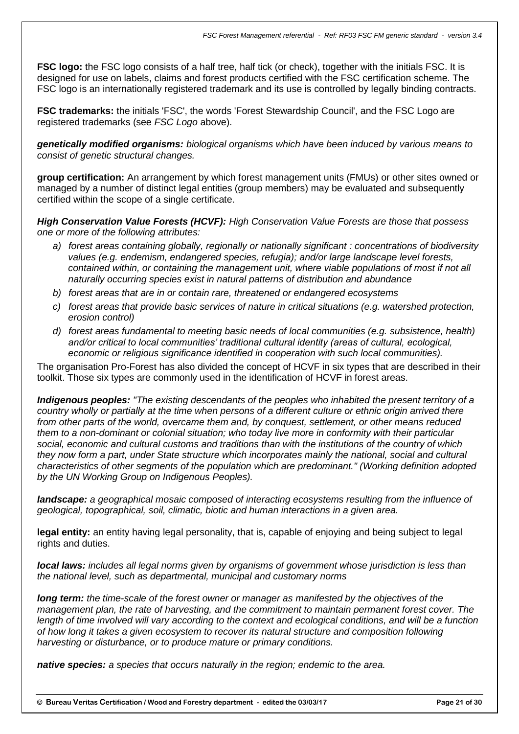**FSC logo:** the FSC logo consists of a half tree, half tick (or check), together with the initials FSC. It is designed for use on labels, claims and forest products certified with the FSC certification scheme. The FSC logo is an internationally registered trademark and its use is controlled by legally binding contracts.

**FSC trademarks:** the initials 'FSC', the words 'Forest Stewardship Council', and the FSC Logo are registered trademarks (see *FSC Logo* above).

***genetically modified organisms:*** *biological organisms which have been induced by various means to consist of genetic structural changes.*

**group certification:** An arrangement by which forest management units (FMUs) or other sites owned or managed by a number of distinct legal entities (group members) may be evaluated and subsequently certified within the scope of a single certificate.

***High Conservation Value Forests (HCVF):*** *High Conservation Value Forests are those that possess one or more of the following attributes:*

- *a) forest areas containing globally, regionally or nationally significant : concentrations of biodiversity values (e.g. endemism, endangered species, refugia); and/or large landscape level forests, contained within, or containing the management unit, where viable populations of most if not all naturally occurring species exist in natural patterns of distribution and abundance*
- *b) forest areas that are in or contain rare, threatened or endangered ecosystems*
- *c) forest areas that provide basic services of nature in critical situations (e.g. watershed protection, erosion control)*
- *d) forest areas fundamental to meeting basic needs of local communities (e.g. subsistence, health) and/or critical to local communities' traditional cultural identity (areas of cultural, ecological, economic or religious significance identified in cooperation with such local communities).*

The organisation Pro-Forest has also divided the concept of HCVF in six types that are described in their toolkit. Those six types are commonly used in the identification of HCVF in forest areas.

***Indigenous peoples:*** *"The existing descendants of the peoples who inhabited the present territory of a country wholly or partially at the time when persons of a different culture or ethnic origin arrived there from other parts of the world, overcame them and, by conquest, settlement, or other means reduced them to a non-dominant or colonial situation; who today live more in conformity with their particular social, economic and cultural customs and traditions than with the institutions of the country of which they now form a part, under State structure which incorporates mainly the national, social and cultural characteristics of other segments of the population which are predominant." (Working definition adopted by the UN Working Group on Indigenous Peoples).*

***landscape:*** *a geographical mosaic composed of interacting ecosystems resulting from the influence of geological, topographical, soil, climatic, biotic and human interactions in a given area.*

**legal entity:** an entity having legal personality, that is, capable of enjoying and being subject to legal rights and duties.

***local laws:*** *includes all legal norms given by organisms of government whose jurisdiction is less than the national level, such as departmental, municipal and customary norms*

***long term:*** *the time-scale of the forest owner or manager as manifested by the objectives of the management plan, the rate of harvesting, and the commitment to maintain permanent forest cover. The length of time involved will vary according to the context and ecological conditions, and will be a function of how long it takes a given ecosystem to recover its natural structure and composition following harvesting or disturbance, or to produce mature or primary conditions.*

***native species:*** *a species that occurs naturally in the region; endemic to the area.*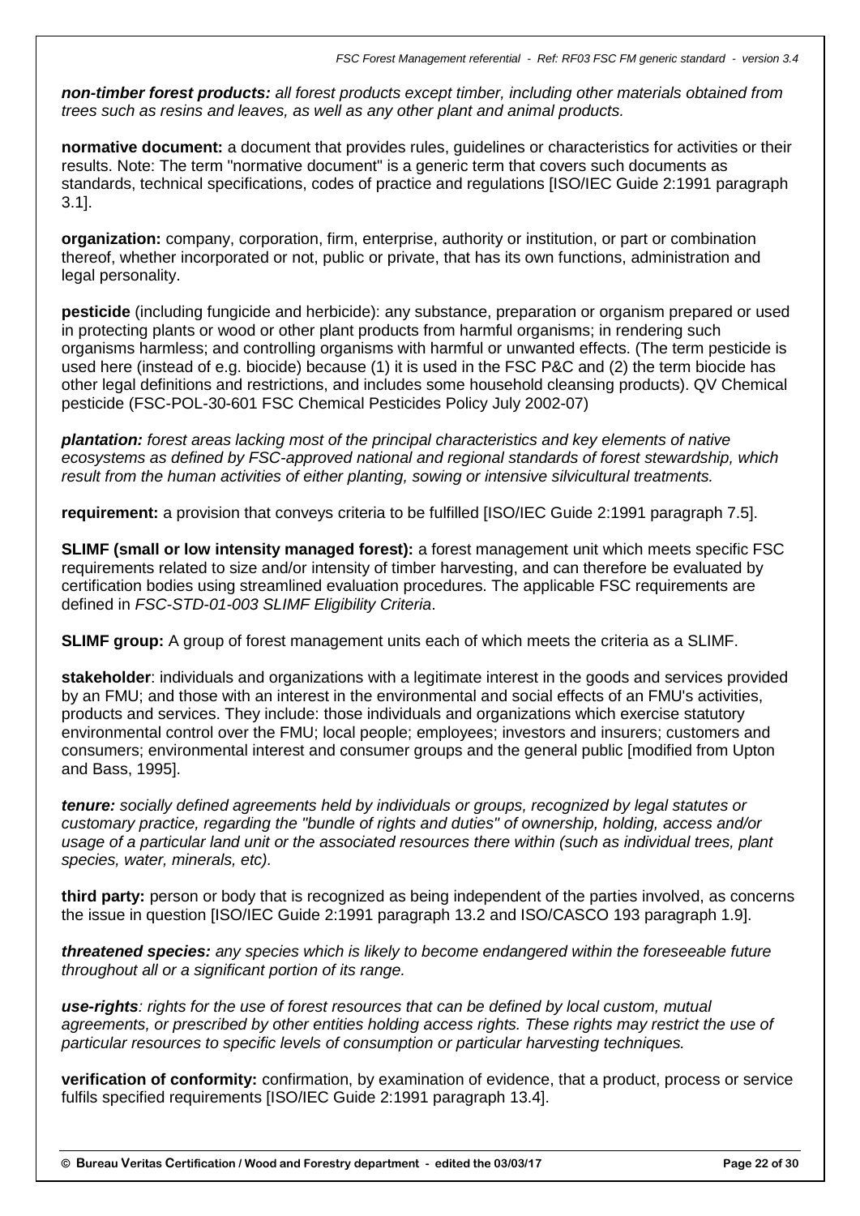***non-timber forest products:*** *all forest products except timber, including other materials obtained from trees such as resins and leaves, as well as any other plant and animal products.*

**normative document:** a document that provides rules, guidelines or characteristics for activities or their results. Note: The term "normative document" is a generic term that covers such documents as standards, technical specifications, codes of practice and regulations [ISO/IEC Guide 2:1991 paragraph 3.1].

**organization:** company, corporation, firm, enterprise, authority or institution, or part or combination thereof, whether incorporated or not, public or private, that has its own functions, administration and legal personality.

**pesticide** (including fungicide and herbicide): any substance, preparation or organism prepared or used in protecting plants or wood or other plant products from harmful organisms; in rendering such organisms harmless; and controlling organisms with harmful or unwanted effects. (The term pesticide is used here (instead of e.g. biocide) because (1) it is used in the FSC P&C and (2) the term biocide has other legal definitions and restrictions, and includes some household cleansing products). QV Chemical pesticide (FSC-POL-30-601 FSC Chemical Pesticides Policy July 2002-07)

***plantation:*** *forest areas lacking most of the principal characteristics and key elements of native ecosystems as defined by FSC-approved national and regional standards of forest stewardship, which result from the human activities of either planting, sowing or intensive silvicultural treatments.*

**requirement:** a provision that conveys criteria to be fulfilled [ISO/IEC Guide 2:1991 paragraph 7.5].

**SLIMF (small or low intensity managed forest):** a forest management unit which meets specific FSC requirements related to size and/or intensity of timber harvesting, and can therefore be evaluated by certification bodies using streamlined evaluation procedures. The applicable FSC requirements are defined in *FSC-STD-01-003 SLIMF Eligibility Criteria*.

**SLIMF group:** A group of forest management units each of which meets the criteria as a SLIMF.

**stakeholder**: individuals and organizations with a legitimate interest in the goods and services provided by an FMU; and those with an interest in the environmental and social effects of an FMU's activities, products and services. They include: those individuals and organizations which exercise statutory environmental control over the FMU; local people; employees; investors and insurers; customers and consumers; environmental interest and consumer groups and the general public [modified from Upton and Bass, 1995].

***tenure:*** *socially defined agreements held by individuals or groups, recognized by legal statutes or customary practice, regarding the "bundle of rights and duties" of ownership, holding, access and/or usage of a particular land unit or the associated resources there within (such as individual trees, plant species, water, minerals, etc).*

**third party:** person or body that is recognized as being independent of the parties involved, as concerns the issue in question [ISO/IEC Guide 2:1991 paragraph 13.2 and ISO/CASCO 193 paragraph 1.9].

***threatened species:*** *any species which is likely to become endangered within the foreseeable future throughout all or a significant portion of its range.*

***use-rights****: rights for the use of forest resources that can be defined by local custom, mutual agreements, or prescribed by other entities holding access rights. These rights may restrict the use of particular resources to specific levels of consumption or particular harvesting techniques.*

**verification of conformity:** confirmation, by examination of evidence, that a product, process or service fulfils specified requirements [ISO/IEC Guide 2:1991 paragraph 13.4].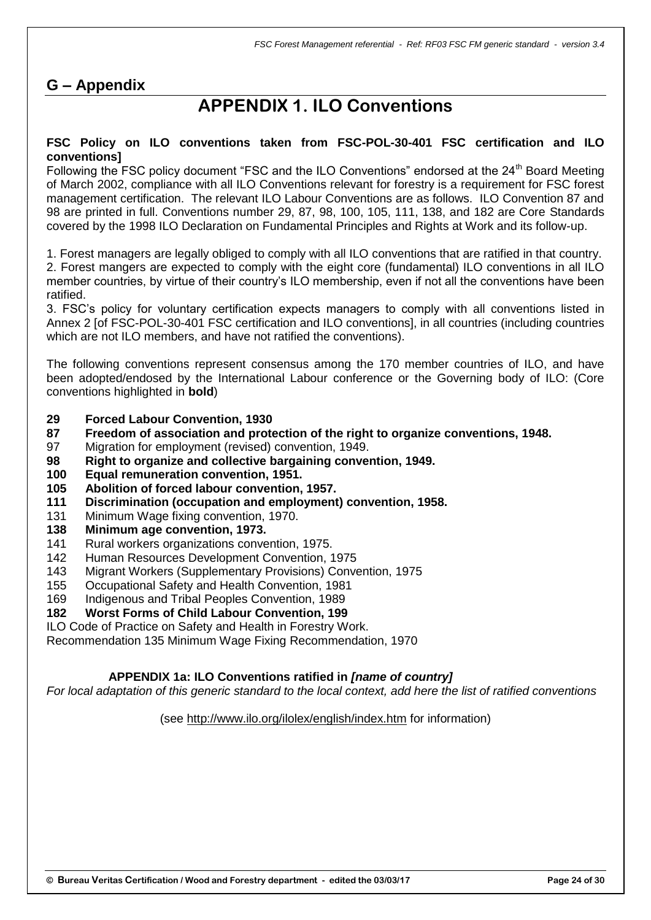## G – Appendix

# APPENDIX 1. ILO Conventions

**FSC Policy on ILO conventions taken from FSC-POL-30-401 FSC certification and ILO conventions]**

Following the FSC policy document "FSC and the ILO Conventions" endorsed at the 24th Board Meeting of March 2002, compliance with all ILO Conventions relevant for forestry is a requirement for FSC forest management certification. The relevant ILO Labour Conventions are as follows. ILO Convention 87 and 98 are printed in full. Conventions number 29, 87, 98, 100, 105, 111, 138, and 182 are Core Standards covered by the 1998 ILO Declaration on Fundamental Principles and Rights at Work and its follow-up.

1. Forest managers are legally obliged to comply with all ILO conventions that are ratified in that country.
2. Forest mangers are expected to comply with the eight core (fundamental) ILO conventions in all ILO member countries, by virtue of their country's ILO membership, even if not all the conventions have been ratified.
3. FSC's policy for voluntary certification expects managers to comply with all conventions listed in Annex 2 [of FSC-POL-30-401 FSC certification and ILO conventions], in all countries (including countries which are not ILO members, and have not ratified the conventions).

The following conventions represent consensus among the 170 member countries of ILO, and have been adopted/endosed by the International Labour conference or the Governing body of ILO: (Core conventions highlighted in **bold**)

**29 Forced Labour Convention, 1930**
**87 Freedom of association and protection of the right to organize conventions, 1948.**
97 Migration for employment (revised) convention, 1949.
**98 Right to organize and collective bargaining convention, 1949.**
**100 Equal remuneration convention, 1951.**
**105 Abolition of forced labour convention, 1957.**
**111 Discrimination (occupation and employment) convention, 1958.**
131 Minimum Wage fixing convention, 1970.
**138 Minimum age convention, 1973.**
141 Rural workers organizations convention, 1975.
142 Human Resources Development Convention, 1975
143 Migrant Workers (Supplementary Provisions) Convention, 1975
155 Occupational Safety and Health Convention, 1981
169 Indigenous and Tribal Peoples Convention, 1989
**182 Worst Forms of Child Labour Convention, 199**
ILO Code of Practice on Safety and Health in Forestry Work.
Recommendation 135 Minimum Wage Fixing Recommendation, 1970

### APPENDIX 1a: ILO Conventions ratified in *[name of country]*

*For local adaptation of this generic standard to the local context, add here the list of ratified conventions*

(see http://www.ilo.org/ilolex/english/index.htm for information)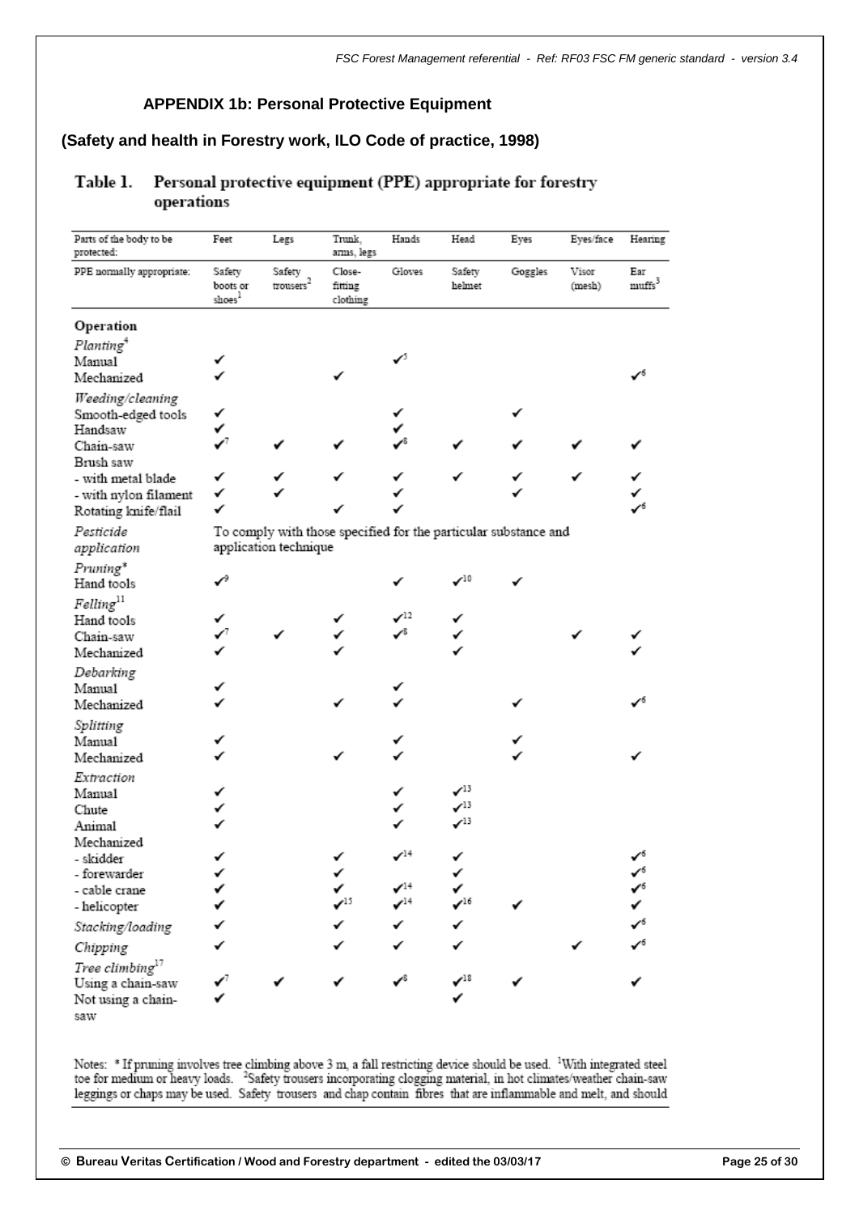## APPENDIX 1b: Personal Protective Equipment

### (Safety and health in Forestry work, ILO Code of practice, 1998)

**Table 1. Personal protective equipment (PPE) appropriate for forestry operations**

| Parts of the body to be protected: | Feet | Legs | Trunk, arms, legs | Hands | Head | Eyes | Eyes/face | Hearing |
|---|---|---|---|---|---|---|---|---|
| PPE normally appropriate: | Safety boots or shoes[1] | Safety trousers[2] | Close-fitting clothing | Gloves | Safety helmet | Goggles | Visor (mesh) | Ear muffs[3] |
| **Operation** | | | | | | | | |
| *Planting*[4] | | | | | | | | |
| Manual | ✓ | | | ✓[5] | | | | |
| Mechanized | ✓ | | ✓ | | | | | ✓[6] |
| *Weeding/cleaning* | | | | | | | | |
| Smooth-edged tools | ✓ | | | ✓ | | ✓ | | |
| Handsaw | ✓ | | | ✓ | | | | |
| Chain-saw | ✓[7] | ✓ | ✓ | ✓[8] | ✓ | ✓ | ✓ | ✓ |
| Brush saw | | | | | | | | |
| - with metal blade | ✓ | ✓ | ✓ | ✓ | ✓ | ✓ | ✓ | ✓ |
| - with nylon filament | ✓ | ✓ | | ✓ | | ✓ | | ✓ |
| Rotating knife/flail | ✓ | | ✓ | ✓ | | | | ✓[6] |
| *Pesticide application* | To comply with those specified for the particular substance and application technique | | | | | | | |
| *Pruning** | | | | | | | | |
| Hand tools | ✓[9] | | | ✓ | ✓[10] | ✓ | | |
| *Felling*[11] | | | | | | | | |
| Hand tools | ✓ | | ✓ | ✓[12] | ✓ | | | |
| Chain-saw | ✓[7] | ✓ | ✓ | ✓[8] | ✓ | | ✓ | ✓ |
| Mechanized | ✓ | | ✓ | | ✓ | | | ✓ |
| *Debarking* | | | | | | | | |
| Manual | ✓ | | | ✓ | | | | |
| Mechanized | ✓ | | ✓ | ✓ | | ✓ | | ✓[6] |
| *Splitting* | | | | | | | | |
| Manual | ✓ | | | ✓ | | ✓ | | |
| Mechanized | ✓ | | ✓ | ✓ | | ✓ | | ✓ |
| *Extraction* | | | | | | | | |
| Manual | ✓ | | | ✓ | ✓[13] | | | |
| Chute | ✓ | | | ✓ | ✓[13] | | | |
| Animal | ✓ | | | ✓ | ✓[13] | | | |
| Mechanized | | | | | | | | |
| - skidder | ✓ | | ✓ | ✓[14] | ✓ | | | ✓[6] |
| - forewarder | ✓ | | ✓ | | ✓ | | | ✓[6] |
| - cable crane | ✓ | | ✓ | ✓[14] | ✓ | | | ✓[6] |
| - helicopter | ✓ | | ✓[15] | ✓[14] | ✓[16] | ✓ | | ✓ |
| *Stacking/loading* | ✓ | | ✓ | ✓ | ✓ | | | ✓[6] |
| *Chipping* | ✓ | | ✓ | ✓ | ✓ | | ✓ | ✓[6] |
| *Tree climbing*[17] | | | | | | | | |
| Using a chain-saw | ✓[7] | ✓ | ✓ | ✓[8] | ✓[18] | ✓ | | ✓ |
| Not using a chain-saw | ✓ | | | | ✓ | | | |

Notes: * If pruning involves tree climbing above 3 m, a fall restricting device should be used. [1]With integrated steel toe for medium or heavy loads. [2]Safety trousers incorporating clogging material, in hot climates/weather chain-saw leggings or chaps may be used. Safety trousers and chap contain fibres that are inflammable and melt, and should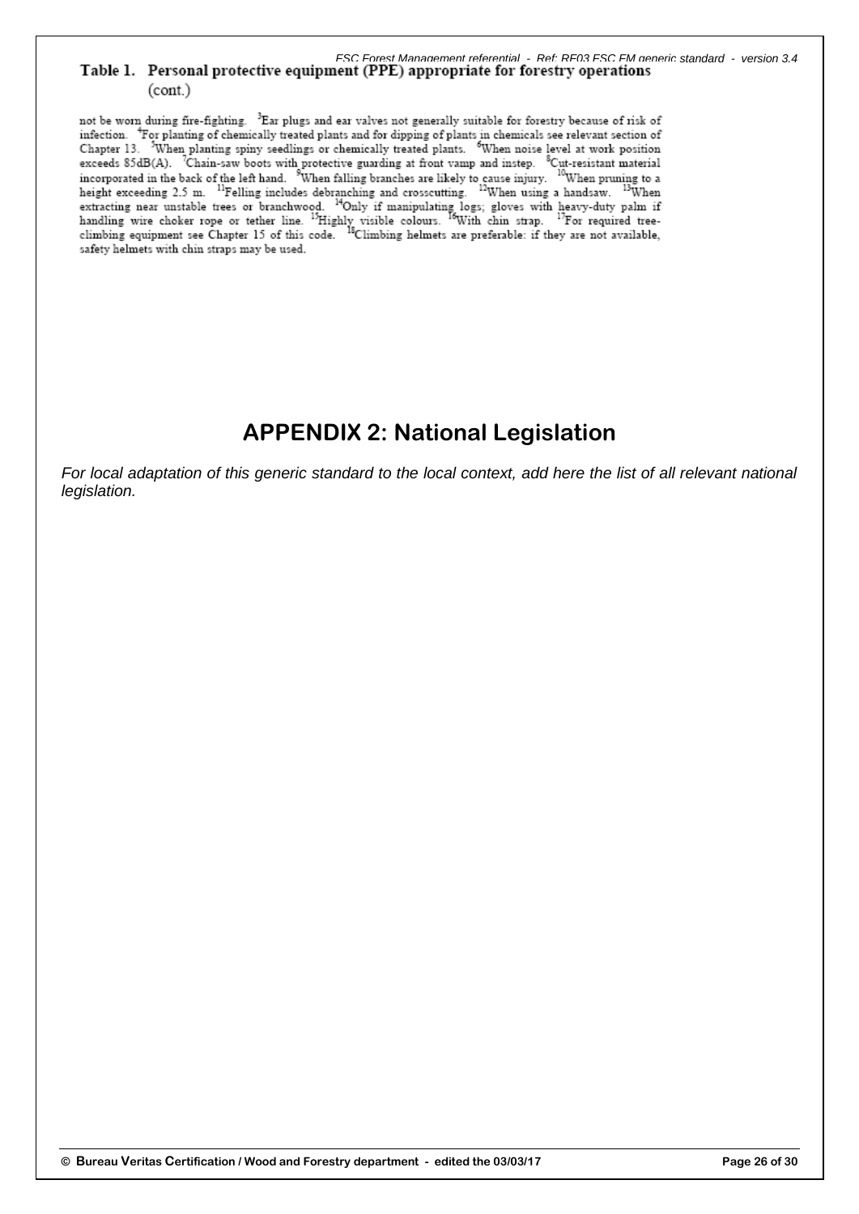**Table 1. Personal protective equipment (PPE) appropriate for forestry operations (cont.)**

not be worn during fire-fighting. [3]Ear plugs and ear valves not generally suitable for forestry because of risk of infection. [4]For planting of chemically treated plants and for dipping of plants in chemicals see relevant section of Chapter 13. [5]When planting spiny seedlings or chemically treated plants. [6]When noise level at work position exceeds 85dB(A). [7]Chain-saw boots with protective guarding at front vamp and instep. [8]Cut-resistant material incorporated in the back of the left hand. [9]When falling branches are likely to cause injury. [10]When pruning to a height exceeding 2.5 m. [11]Felling includes debranching and crosscutting. [12]When using a handsaw. [13]When extracting near unstable trees or branchwood. [14]Only if manipulating logs; gloves with heavy-duty palm if handling wire choker rope or tether line. [15]Highly visible colours. [16]With chin strap. [17]For required tree-climbing equipment see Chapter 15 of this code. [18]Climbing helmets are preferable: if they are not available, safety helmets with chin straps may be used.

# APPENDIX 2: National Legislation

*For local adaptation of this generic standard to the local context, add here the list of all relevant national legislation.*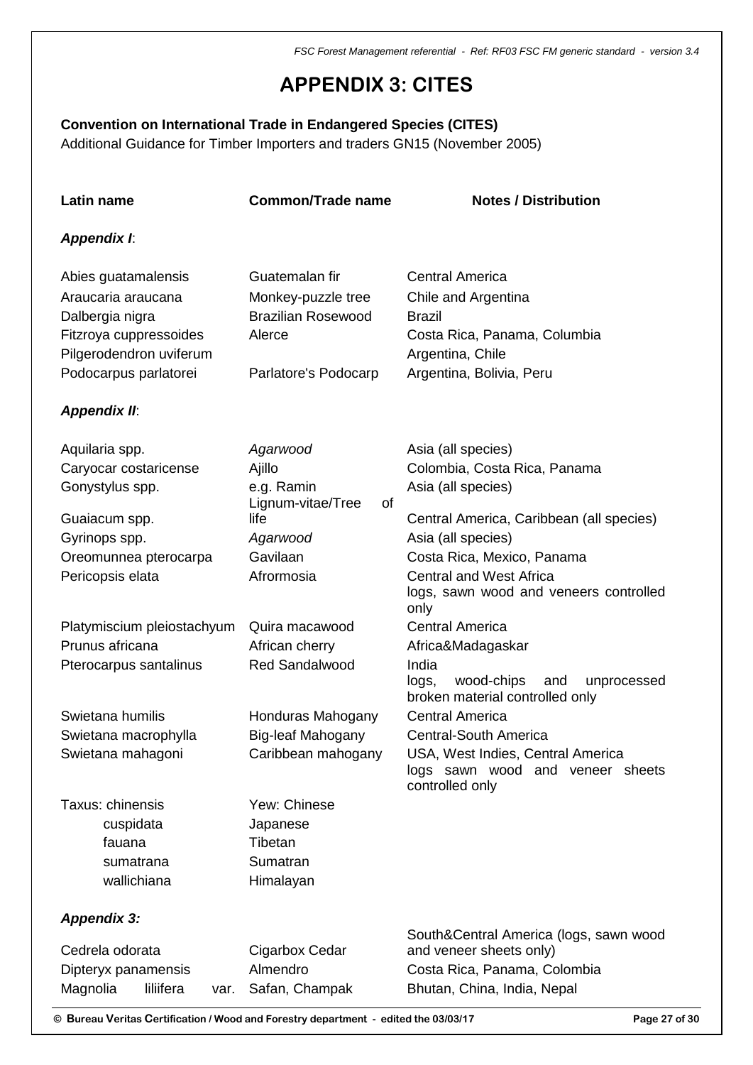# APPENDIX 3: CITES

**Convention on International Trade in Endangered Species (CITES)**
Additional Guidance for Timber Importers and traders GN15 (November 2005)

| Latin name | Common/Trade name | Notes / Distribution |
|---|---|---|
| ***Appendix I***: | | |
| Abies guatamalensis | Guatemalan fir | Central America |
| Araucaria araucana | Monkey-puzzle tree | Chile and Argentina |
| Dalbergia nigra | Brazilian Rosewood | Brazil |
| Fitzroya cuppressoides | Alerce | Costa Rica, Panama, Columbia |
| Pilgerodendron uviferum | | Argentina, Chile |
| Podocarpus parlatorei | Parlatore's Podocarp | Argentina, Bolivia, Peru |
| ***Appendix II***: | | |
| Aquilaria spp. | *Agarwood* | Asia (all species) |
| Caryocar costaricense | Ajillo | Colombia, Costa Rica, Panama |
| Gonystylus spp. | e.g. Ramin | Asia (all species) |
| Guaiacum spp. | Lignum-vitae/Tree of life | Central America, Caribbean (all species) |
| Gyrinops spp. | *Agarwood* | Asia (all species) |
| Oreomunnea pterocarpa | Gavilaan | Costa Rica, Mexico, Panama |
| Pericopsis elata | Afrormosia | Central and West Africa logs, sawn wood and veneers controlled only |
| Platymiscium pleiostachyum | Quira macawood | Central America |
| Prunus africana | African cherry | Africa&Madagaskar |
| Pterocarpus santalinus | Red Sandalwood | India logs, wood-chips and unprocessed broken material controlled only |
| Swietana humilis | Honduras Mahogany | Central America |
| Swietana macrophylla | Big-leaf Mahogany | Central-South America |
| Swietana mahagoni | Caribbean mahogany | USA, West Indies, Central America logs sawn wood and veneer sheets controlled only |
| Taxus: chinensis | Yew: Chinese | |
| cuspidata | Japanese | |
| fauana | Tibetan | |
| sumatrana | Sumatran | |
| wallichiana | Himalayan | |
| ***Appendix 3:*** | | |
| Cedrela odorata | Cigarbox Cedar | South&Central America (logs, sawn wood and veneer sheets only) |
| Dipteryx panamensis | Almendro | Costa Rica, Panama, Colombia |
| Magnolia liliifera var. | Safan, Champak | Bhutan, China, India, Nepal |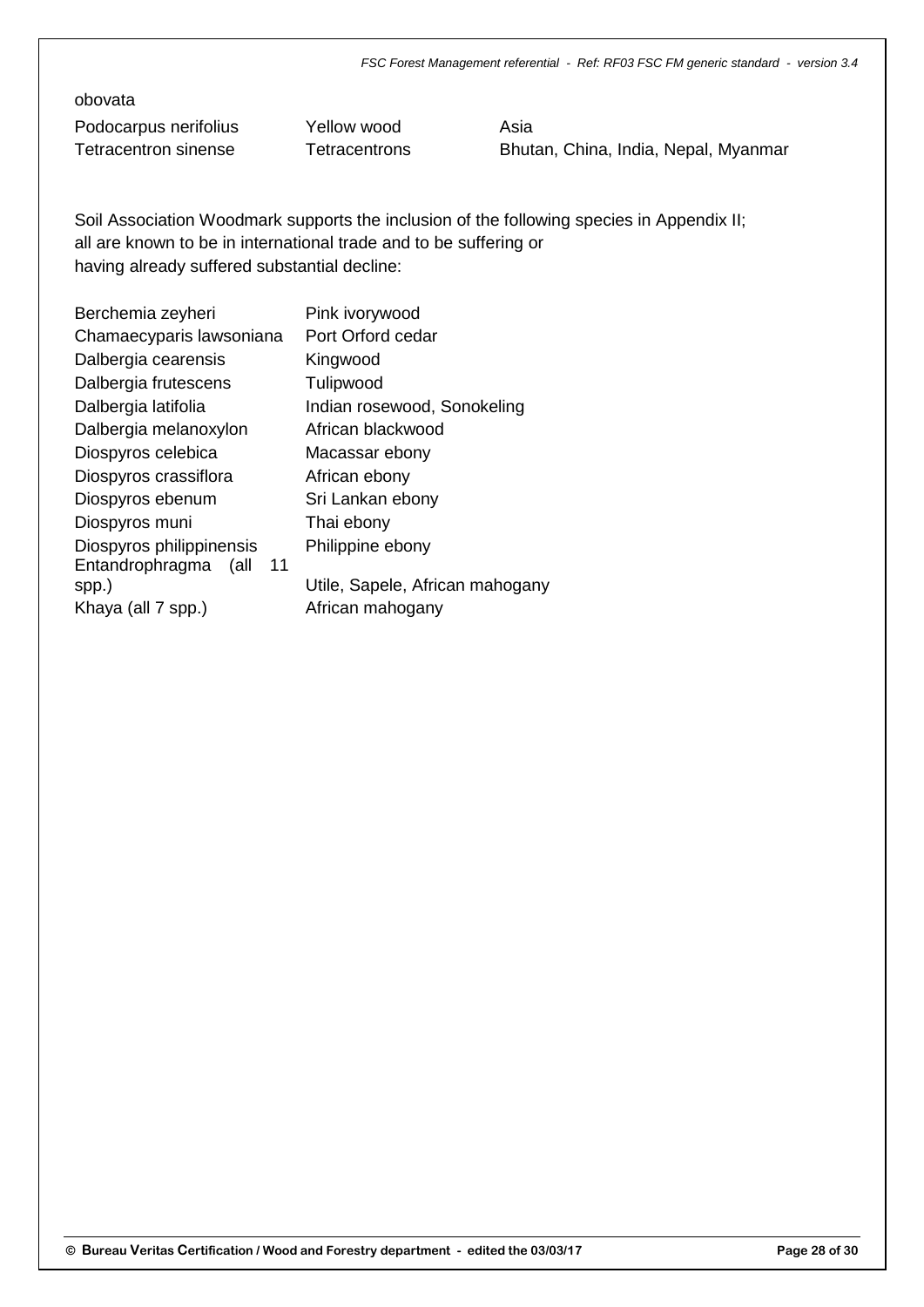obovata

| | | |
|---|---|---|
| Podocarpus nerifolius | Yellow wood | Asia |
| Tetracentron sinense | Tetracentrons | Bhutan, China, India, Nepal, Myanmar |

Soil Association Woodmark supports the inclusion of the following species in Appendix II; all are known to be in international trade and to be suffering or having already suffered substantial decline:

| | |
|---|---|
| Berchemia zeyheri | Pink ivorywood |
| Chamaecyparis lawsoniana | Port Orford cedar |
| Dalbergia cearensis | Kingwood |
| Dalbergia frutescens | Tulipwood |
| Dalbergia latifolia | Indian rosewood, Sonokeling |
| Dalbergia melanoxylon | African blackwood |
| Diospyros celebica | Macassar ebony |
| Diospyros crassiflora | African ebony |
| Diospyros ebenum | Sri Lankan ebony |
| Diospyros muni | Thai ebony |
| Diospyros philippinensis | Philippine ebony |
| Entandrophragma (all 11 spp.) | Utile, Sapele, African mahogany |
| Khaya (all 7 spp.) | African mahogany |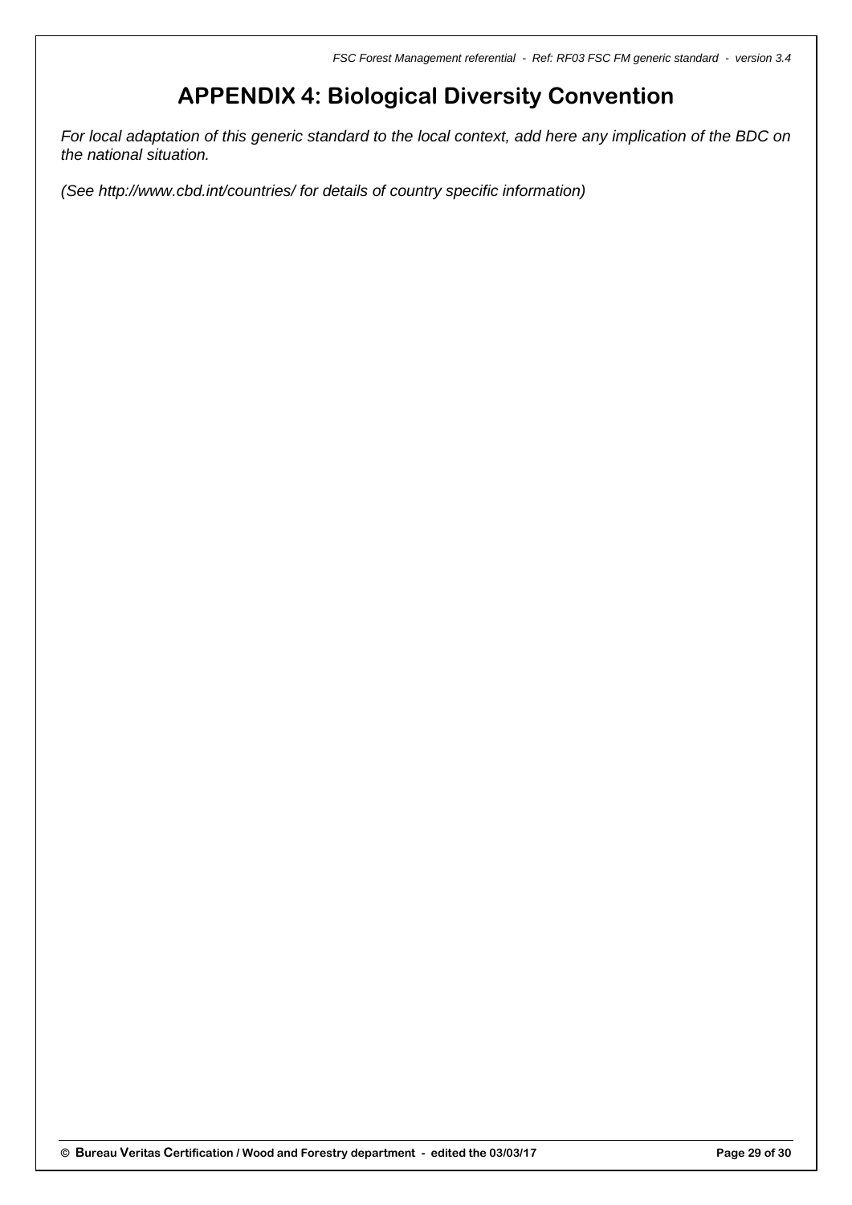# APPENDIX 4: Biological Diversity Convention

*For local adaptation of this generic standard to the local context, add here any implication of the BDC on the national situation.*

*(See http://www.cbd.int/countries/ for details of country specific information)*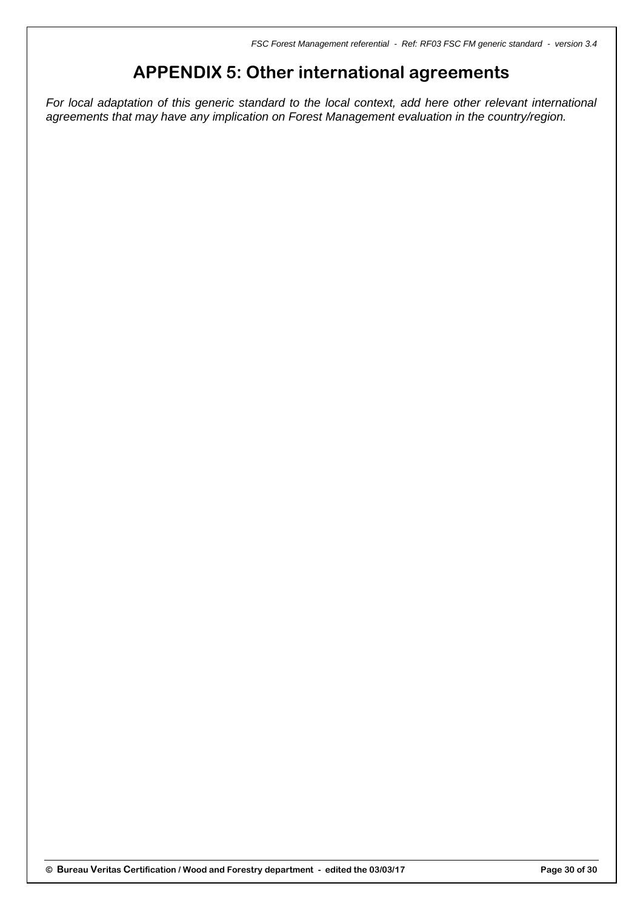# APPENDIX 5: Other international agreements

*For local adaptation of this generic standard to the local context, add here other relevant international agreements that may have any implication on Forest Management evaluation in the country/region.*